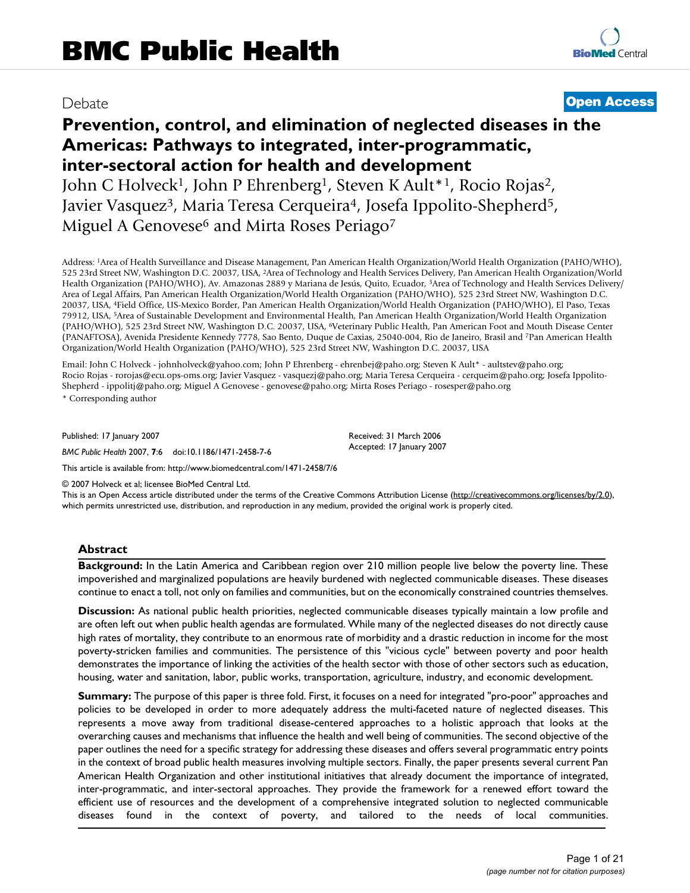# BMC Public Health

Debate

**Open Access**

# Prevention, control, and elimination of neglected diseases in the Americas: Pathways to integrated, inter-programmatic, inter-sectoral action for health and development

John C Holveck[1], John P Ehrenberg[1], Steven K Ault*[1], Rocio Rojas[2], Javier Vasquez[3], Maria Teresa Cerqueira[4], Josefa Ippolito-Shepherd[5], Miguel A Genovese[6] and Mirta Roses Periago[7]

Address: [1]Area of Health Surveillance and Disease Management, Pan American Health Organization/World Health Organization (PAHO/WHO), 525 23rd Street NW, Washington D.C. 20037, USA, [2]Area of Technology and Health Services Delivery, Pan American Health Organization/World Health Organization (PAHO/WHO), Av. Amazonas 2889 y Mariana de Jesús, Quito, Ecuador, [3]Area of Technology and Health Services Delivery/ Area of Legal Affairs, Pan American Health Organization/World Health Organization (PAHO/WHO), 525 23rd Street NW, Washington D.C. 20037, USA, [4]Field Office, US-Mexico Border, Pan American Health Organization/World Health Organization (PAHO/WHO), El Paso, Texas 79912, USA, [5]Area of Sustainable Development and Environmental Health, Pan American Health Organization/World Health Organization (PAHO/WHO), 525 23rd Street NW, Washington D.C. 20037, USA, [6]Veterinary Public Health, Pan American Foot and Mouth Disease Center (PANAFTOSA), Avenida Presidente Kennedy 7778, Sao Bento, Duque de Caxias, 25040-004, Rio de Janeiro, Brasil and [7]Pan American Health Organization/World Health Organization (PAHO/WHO), 525 23rd Street NW, Washington D.C. 20037, USA

Email: John C Holveck - johnholveck@yahoo.com; John P Ehrenberg - ehrenbej@paho.org; Steven K Ault* - aultstev@paho.org; Rocio Rojas - rorojas@ecu.ops-oms.org; Javier Vasquez - vasquezj@paho.org; Maria Teresa Cerqueira - cerqueim@paho.org; Josefa Ippolito-Shepherd - ippolitj@paho.org; Miguel A Genovese - genovese@paho.org; Mirta Roses Periago - rosesper@paho.org

* Corresponding author

Published: 17 January 2007

*BMC Public Health* 2007, **7**:6 doi:10.1186/1471-2458-7-6

Received: 31 March 2006
Accepted: 17 January 2007

This article is available from: http://www.biomedcentral.com/1471-2458/7/6

© 2007 Holveck et al; licensee BioMed Central Ltd.
This is an Open Access article distributed under the terms of the Creative Commons Attribution License (http://creativecommons.org/licenses/by/2.0), which permits unrestricted use, distribution, and reproduction in any medium, provided the original work is properly cited.

## Abstract

**Background:** In the Latin America and Caribbean region over 210 million people live below the poverty line. These impoverished and marginalized populations are heavily burdened with neglected communicable diseases. These diseases continue to enact a toll, not only on families and communities, but on the economically constrained countries themselves.

**Discussion:** As national public health priorities, neglected communicable diseases typically maintain a low profile and are often left out when public health agendas are formulated. While many of the neglected diseases do not directly cause high rates of mortality, they contribute to an enormous rate of morbidity and a drastic reduction in income for the most poverty-stricken families and communities. The persistence of this "vicious cycle" between poverty and poor health demonstrates the importance of linking the activities of the health sector with those of other sectors such as education, housing, water and sanitation, labor, public works, transportation, agriculture, industry, and economic development.

**Summary:** The purpose of this paper is three fold. First, it focuses on a need for integrated "pro-poor" approaches and policies to be developed in order to more adequately address the multi-faceted nature of neglected diseases. This represents a move away from traditional disease-centered approaches to a holistic approach that looks at the overarching causes and mechanisms that influence the health and well being of communities. The second objective of the paper outlines the need for a specific strategy for addressing these diseases and offers several programmatic entry points in the context of broad public health measures involving multiple sectors. Finally, the paper presents several current Pan American Health Organization and other institutional initiatives that already document the importance of integrated, inter-programmatic, and inter-sectoral approaches. They provide the framework for a renewed effort toward the efficient use of resources and the development of a comprehensive integrated solution to neglected communicable diseases found in the context of poverty, and tailored to the needs of local communities.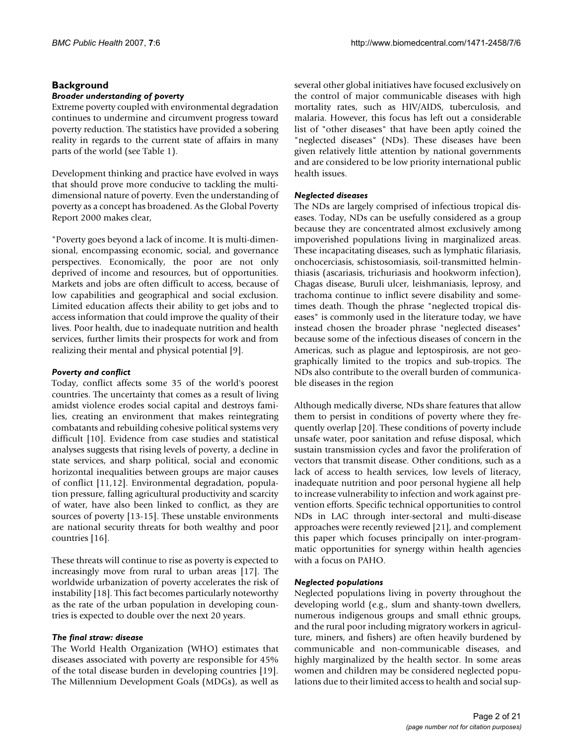## Background

### *Broader understanding of poverty*

Extreme poverty coupled with environmental degradation continues to undermine and circumvent progress toward poverty reduction. The statistics have provided a sobering reality in regards to the current state of affairs in many parts of the world (see Table 1).

Development thinking and practice have evolved in ways that should prove more conducive to tackling the multi-dimensional nature of poverty. Even the understanding of poverty as a concept has broadened. As the Global Poverty Report 2000 makes clear,

"Poverty goes beyond a lack of income. It is multi-dimensional, encompassing economic, social, and governance perspectives. Economically, the poor are not only deprived of income and resources, but of opportunities. Markets and jobs are often difficult to access, because of low capabilities and geographical and social exclusion. Limited education affects their ability to get jobs and to access information that could improve the quality of their lives. Poor health, due to inadequate nutrition and health services, further limits their prospects for work and from realizing their mental and physical potential [9].

### *Poverty and conflict*

Today, conflict affects some 35 of the world's poorest countries. The uncertainty that comes as a result of living amidst violence erodes social capital and destroys families, creating an environment that makes reintegrating combatants and rebuilding cohesive political systems very difficult [10]. Evidence from case studies and statistical analyses suggests that rising levels of poverty, a decline in state services, and sharp political, social and economic horizontal inequalities between groups are major causes of conflict [11,12]. Environmental degradation, population pressure, falling agricultural productivity and scarcity of water, have also been linked to conflict, as they are sources of poverty [13-15]. These unstable environments are national security threats for both wealthy and poor countries [16].

These threats will continue to rise as poverty is expected to increasingly move from rural to urban areas [17]. The worldwide urbanization of poverty accelerates the risk of instability [18]. This fact becomes particularly noteworthy as the rate of the urban population in developing countries is expected to double over the next 20 years.

### *The final straw: disease*

The World Health Organization (WHO) estimates that diseases associated with poverty are responsible for 45% of the total disease burden in developing countries [19]. The Millennium Development Goals (MDGs), as well as several other global initiatives have focused exclusively on the control of major communicable diseases with high mortality rates, such as HIV/AIDS, tuberculosis, and malaria. However, this focus has left out a considerable list of "other diseases" that have been aptly coined the "neglected diseases" (NDs). These diseases have been given relatively little attention by national governments and are considered to be low priority international public health issues.

### *Neglected diseases*

The NDs are largely comprised of infectious tropical diseases. Today, NDs can be usefully considered as a group because they are concentrated almost exclusively among impoverished populations living in marginalized areas. These incapacitating diseases, such as lymphatic filariasis, onchocerciasis, schistosomiasis, soil-transmitted helminthiasis (ascariasis, trichuriasis and hookworm infection), Chagas disease, Buruli ulcer, leishmaniasis, leprosy, and trachoma continue to inflict severe disability and sometimes death. Though the phrase "neglected tropical diseases" is commonly used in the literature today, we have instead chosen the broader phrase "neglected diseases" because some of the infectious diseases of concern in the Americas, such as plague and leptospirosis, are not geographically limited to the tropics and sub-tropics. The NDs also contribute to the overall burden of communicable diseases in the region

Although medically diverse, NDs share features that allow them to persist in conditions of poverty where they frequently overlap [20]. These conditions of poverty include unsafe water, poor sanitation and refuse disposal, which sustain transmission cycles and favor the proliferation of vectors that transmit disease. Other conditions, such as a lack of access to health services, low levels of literacy, inadequate nutrition and poor personal hygiene all help to increase vulnerability to infection and work against prevention efforts. Specific technical opportunities to control NDs in LAC through inter-sectoral and multi-disease approaches were recently reviewed [21], and complement this paper which focuses principally on inter-programmatic opportunities for synergy within health agencies with a focus on PAHO.

### *Neglected populations*

Neglected populations living in poverty throughout the developing world (e.g., slum and shanty-town dwellers, numerous indigenous groups and small ethnic groups, and the rural poor including migratory workers in agriculture, miners, and fishers) are often heavily burdened by communicable and non-communicable diseases, and highly marginalized by the health sector. In some areas women and children may be considered neglected populations due to their limited access to health and social sup-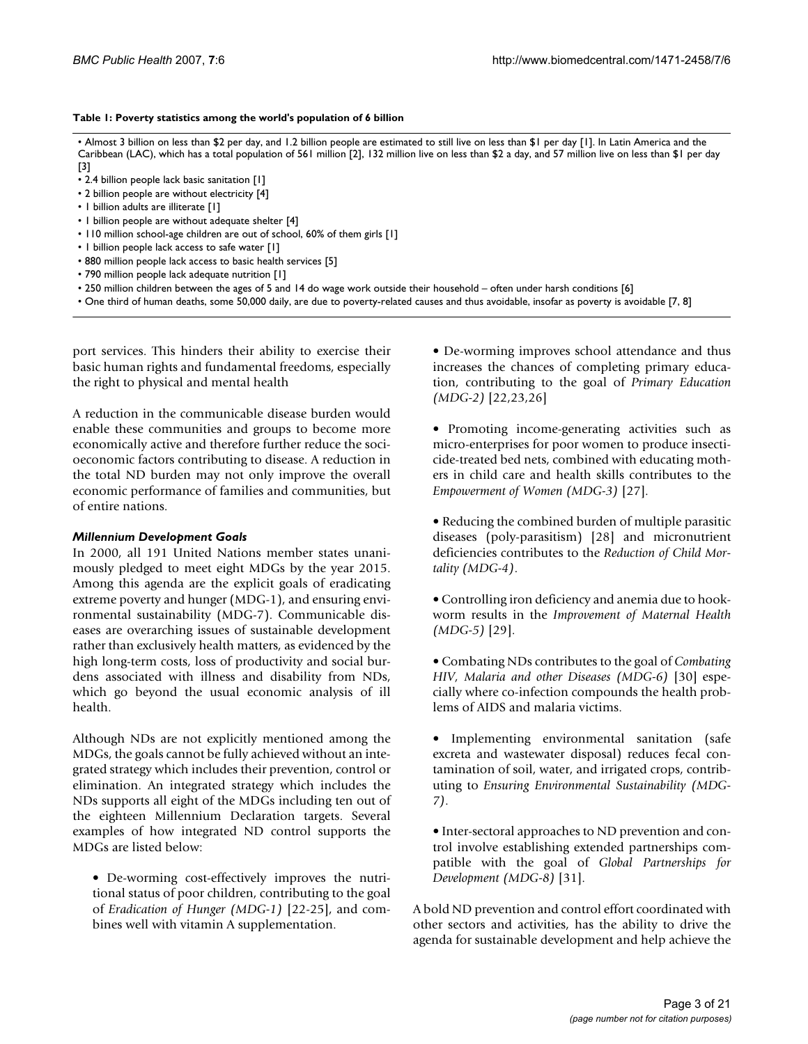**Table 1: Poverty statistics among the world's population of 6 billion**

- Almost 3 billion on less than $2 per day, and 1.2 billion people are estimated to still live on less than $1 per day [1]. In Latin America and the Caribbean (LAC), which has a total population of 561 million [2], 132 million live on less than $2 a day, and 57 million live on less than $1 per day [3]
- 2.4 billion people lack basic sanitation [1]
- 2 billion people are without electricity [4]
- 1 billion adults are illiterate [1]
- 1 billion people are without adequate shelter [4]
- 110 million school-age children are out of school, 60% of them girls [1]
- 1 billion people lack access to safe water [1]
- 880 million people lack access to basic health services [5]
- 790 million people lack adequate nutrition [1]
- 250 million children between the ages of 5 and 14 do wage work outside their household – often under harsh conditions [6]
- One third of human deaths, some 50,000 daily, are due to poverty-related causes and thus avoidable, insofar as poverty is avoidable [7, 8]

port services. This hinders their ability to exercise their basic human rights and fundamental freedoms, especially the right to physical and mental health

A reduction in the communicable disease burden would enable these communities and groups to become more economically active and therefore further reduce the socioeconomic factors contributing to disease. A reduction in the total ND burden may not only improve the overall economic performance of families and communities, but of entire nations.

### *Millennium Development Goals*

In 2000, all 191 United Nations member states unanimously pledged to meet eight MDGs by the year 2015. Among this agenda are the explicit goals of eradicating extreme poverty and hunger (MDG-1), and ensuring environmental sustainability (MDG-7). Communicable diseases are overarching issues of sustainable development rather than exclusively health matters, as evidenced by the high long-term costs, loss of productivity and social burdens associated with illness and disability from NDs, which go beyond the usual economic analysis of ill health.

Although NDs are not explicitly mentioned among the MDGs, the goals cannot be fully achieved without an integrated strategy which includes their prevention, control or elimination. An integrated strategy which includes the NDs supports all eight of the MDGs including ten out of the eighteen Millennium Declaration targets. Several examples of how integrated ND control supports the MDGs are listed below:

- De-worming cost-effectively improves the nutritional status of poor children, contributing to the goal of *Eradication of Hunger (MDG-1)* [22-25], and combines well with vitamin A supplementation.
- De-worming improves school attendance and thus increases the chances of completing primary education, contributing to the goal of *Primary Education (MDG-2)* [22,23,26]
- Promoting income-generating activities such as micro-enterprises for poor women to produce insecticide-treated bed nets, combined with educating mothers in child care and health skills contributes to the *Empowerment of Women (MDG-3)* [27].
- Reducing the combined burden of multiple parasitic diseases (poly-parasitism) [28] and micronutrient deficiencies contributes to the *Reduction of Child Mortality (MDG-4)*.
- Controlling iron deficiency and anemia due to hookworm results in the *Improvement of Maternal Health (MDG-5)* [29].
- Combating NDs contributes to the goal of *Combating HIV, Malaria and other Diseases (MDG-6)* [30] especially where co-infection compounds the health problems of AIDS and malaria victims.
- Implementing environmental sanitation (safe excreta and wastewater disposal) reduces fecal contamination of soil, water, and irrigated crops, contributing to *Ensuring Environmental Sustainability (MDG-7)*.
- Inter-sectoral approaches to ND prevention and control involve establishing extended partnerships compatible with the goal of *Global Partnerships for Development (MDG-8)* [31].

A bold ND prevention and control effort coordinated with other sectors and activities, has the ability to drive the agenda for sustainable development and help achieve the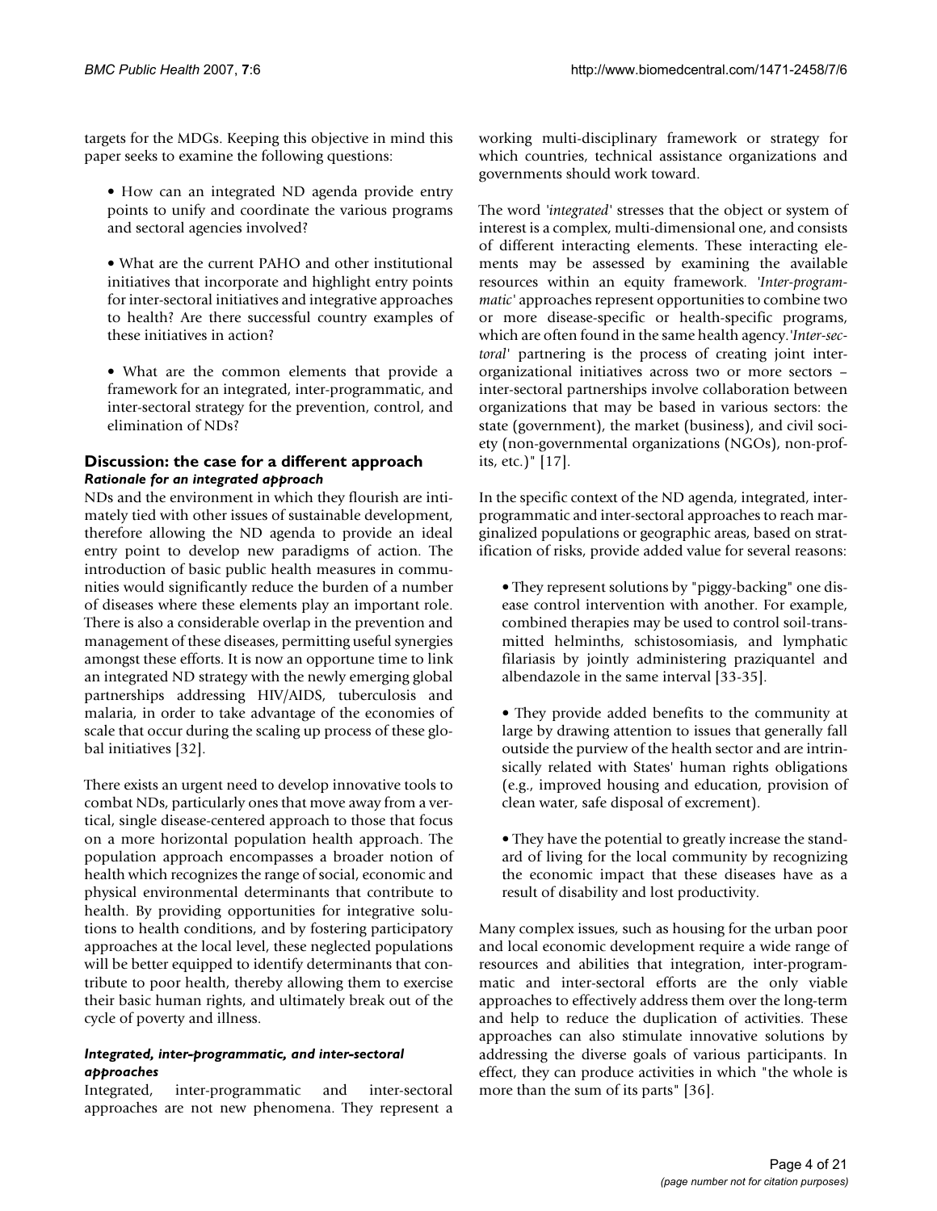targets for the MDGs. Keeping this objective in mind this paper seeks to examine the following questions:

- How can an integrated ND agenda provide entry points to unify and coordinate the various programs and sectoral agencies involved?

- What are the current PAHO and other institutional initiatives that incorporate and highlight entry points for inter-sectoral initiatives and integrative approaches to health? Are there successful country examples of these initiatives in action?

- What are the common elements that provide a framework for an integrated, inter-programmatic, and inter-sectoral strategy for the prevention, control, and elimination of NDs?

## Discussion: the case for a different approach

### *Rationale for an integrated approach*

NDs and the environment in which they flourish are intimately tied with other issues of sustainable development, therefore allowing the ND agenda to provide an ideal entry point to develop new paradigms of action. The introduction of basic public health measures in communities would significantly reduce the burden of a number of diseases where these elements play an important role. There is also a considerable overlap in the prevention and management of these diseases, permitting useful synergies amongst these efforts. It is now an opportune time to link an integrated ND strategy with the newly emerging global partnerships addressing HIV/AIDS, tuberculosis and malaria, in order to take advantage of the economies of scale that occur during the scaling up process of these global initiatives [32].

There exists an urgent need to develop innovative tools to combat NDs, particularly ones that move away from a vertical, single disease-centered approach to those that focus on a more horizontal population health approach. The population approach encompasses a broader notion of health which recognizes the range of social, economic and physical environmental determinants that contribute to health. By providing opportunities for integrative solutions to health conditions, and by fostering participatory approaches at the local level, these neglected populations will be better equipped to identify determinants that contribute to poor health, thereby allowing them to exercise their basic human rights, and ultimately break out of the cycle of poverty and illness.

### *Integrated, inter-programmatic, and inter-sectoral approaches*

Integrated, inter-programmatic and inter-sectoral approaches are not new phenomena. They represent a working multi-disciplinary framework or strategy for which countries, technical assistance organizations and governments should work toward.

The word '*integrated*' stresses that the object or system of interest is a complex, multi-dimensional one, and consists of different interacting elements. These interacting elements may be assessed by examining the available resources within an equity framework. '*Inter-programmatic*' approaches represent opportunities to combine two or more disease-specific or health-specific programs, which are often found in the same health agency.'*Inter-sectoral*' partnering is the process of creating joint inter-organizational initiatives across two or more sectors – inter-sectoral partnerships involve collaboration between organizations that may be based in various sectors: the state (government), the market (business), and civil society (non-governmental organizations (NGOs), non-profits, etc.)" [17].

In the specific context of the ND agenda, integrated, inter-programmatic and inter-sectoral approaches to reach marginalized populations or geographic areas, based on stratification of risks, provide added value for several reasons:

- They represent solutions by "piggy-backing" one disease control intervention with another. For example, combined therapies may be used to control soil-transmitted helminths, schistosomiasis, and lymphatic filariasis by jointly administering praziquantel and albendazole in the same interval [33-35].

- They provide added benefits to the community at large by drawing attention to issues that generally fall outside the purview of the health sector and are intrinsically related with States' human rights obligations (e.g., improved housing and education, provision of clean water, safe disposal of excrement).

- They have the potential to greatly increase the standard of living for the local community by recognizing the economic impact that these diseases have as a result of disability and lost productivity.

Many complex issues, such as housing for the urban poor and local economic development require a wide range of resources and abilities that integration, inter-programmatic and inter-sectoral efforts are the only viable approaches to effectively address them over the long-term and help to reduce the duplication of activities. These approaches can also stimulate innovative solutions by addressing the diverse goals of various participants. In effect, they can produce activities in which "the whole is more than the sum of its parts" [36].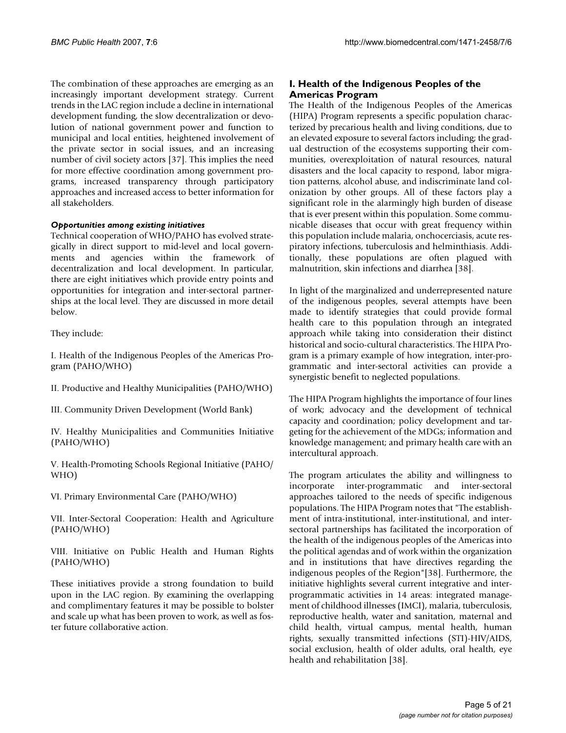The combination of these approaches are emerging as an increasingly important development strategy. Current trends in the LAC region include a decline in international development funding, the slow decentralization or devolution of national government power and function to municipal and local entities, heightened involvement of the private sector in social issues, and an increasing number of civil society actors [37]. This implies the need for more effective coordination among government programs, increased transparency through participatory approaches and increased access to better information for all stakeholders.

#### *Opportunities among existing initiatives*

Technical cooperation of WHO/PAHO has evolved strategically in direct support to mid-level and local governments and agencies within the framework of decentralization and local development. In particular, there are eight initiatives which provide entry points and opportunities for integration and inter-sectoral partnerships at the local level. They are discussed in more detail below.

They include:

I. Health of the Indigenous Peoples of the Americas Program (PAHO/WHO)

II. Productive and Healthy Municipalities (PAHO/WHO)

III. Community Driven Development (World Bank)

IV. Healthy Municipalities and Communities Initiative (PAHO/WHO)

V. Health-Promoting Schools Regional Initiative (PAHO/WHO)

VI. Primary Environmental Care (PAHO/WHO)

VII. Inter-Sectoral Cooperation: Health and Agriculture (PAHO/WHO)

VIII. Initiative on Public Health and Human Rights (PAHO/WHO)

These initiatives provide a strong foundation to build upon in the LAC region. By examining the overlapping and complimentary features it may be possible to bolster and scale up what has been proven to work, as well as foster future collaborative action.

### I. Health of the Indigenous Peoples of the Americas Program

The Health of the Indigenous Peoples of the Americas (HIPA) Program represents a specific population characterized by precarious health and living conditions, due to an elevated exposure to several factors including; the gradual destruction of the ecosystems supporting their communities, overexploitation of natural resources, natural disasters and the local capacity to respond, labor migration patterns, alcohol abuse, and indiscriminate land colonization by other groups. All of these factors play a significant role in the alarmingly high burden of disease that is ever present within this population. Some communicable diseases that occur with great frequency within this population include malaria, onchocerciasis, acute respiratory infections, tuberculosis and helminthiasis. Additionally, these populations are often plagued with malnutrition, skin infections and diarrhea [38].

In light of the marginalized and underrepresented nature of the indigenous peoples, several attempts have been made to identify strategies that could provide formal health care to this population through an integrated approach while taking into consideration their distinct historical and socio-cultural characteristics. The HIPA Program is a primary example of how integration, inter-programmatic and inter-sectoral activities can provide a synergistic benefit to neglected populations.

The HIPA Program highlights the importance of four lines of work; advocacy and the development of technical capacity and coordination; policy development and targeting for the achievement of the MDGs; information and knowledge management; and primary health care with an intercultural approach.

The program articulates the ability and willingness to incorporate inter-programmatic and inter-sectoral approaches tailored to the needs of specific indigenous populations. The HIPA Program notes that "The establishment of intra-institutional, inter-institutional, and inter-sectoral partnerships has facilitated the incorporation of the health of the indigenous peoples of the Americas into the political agendas and of work within the organization and in institutions that have directives regarding the indigenous peoples of the Region"[38]. Furthermore, the initiative highlights several current integrative and inter-programmatic activities in 14 areas: integrated management of childhood illnesses (IMCI), malaria, tuberculosis, reproductive health, water and sanitation, maternal and child health, virtual campus, mental health, human rights, sexually transmitted infections (STI)-HIV/AIDS, social exclusion, health of older adults, oral health, eye health and rehabilitation [38].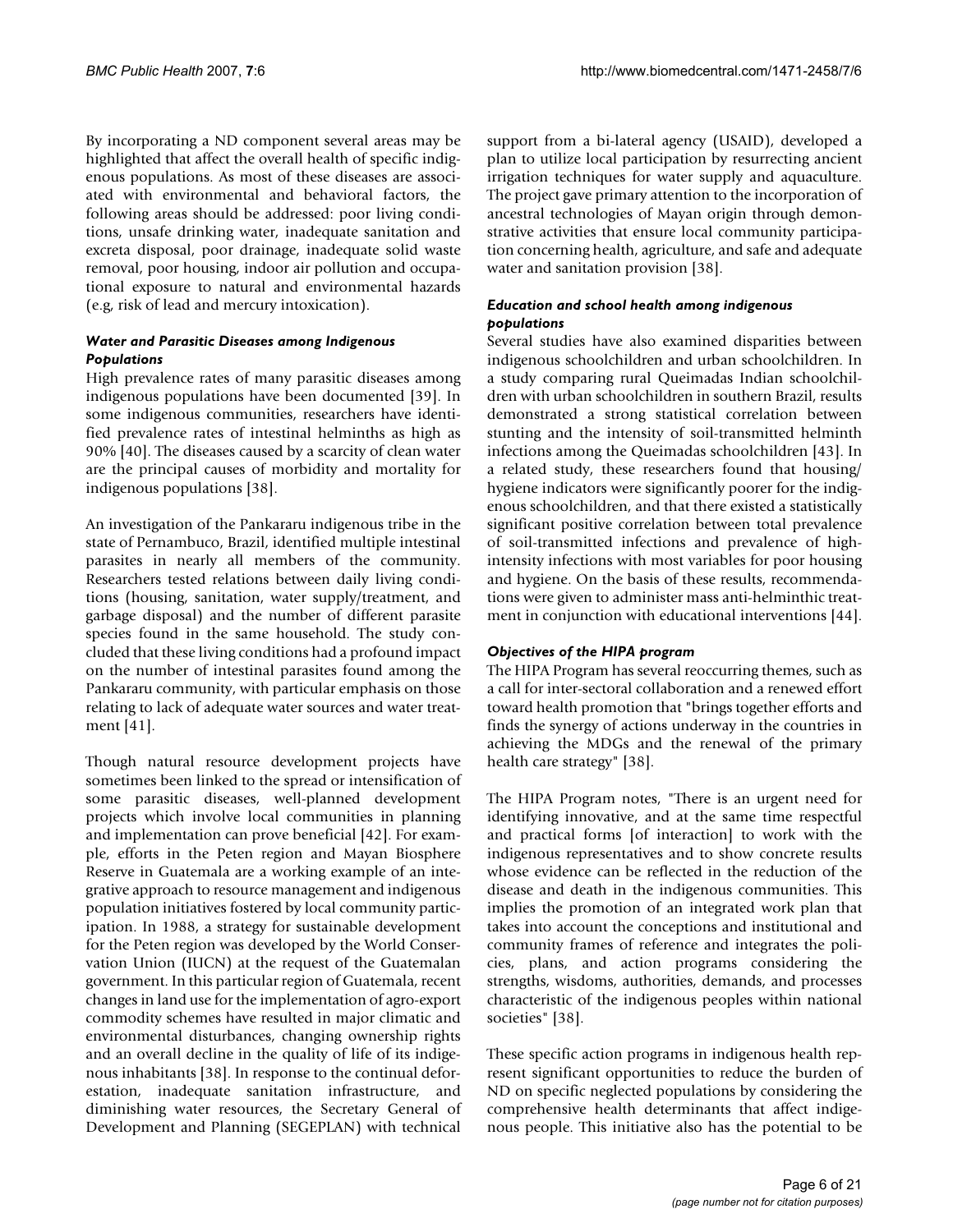By incorporating a ND component several areas may be highlighted that affect the overall health of specific indigenous populations. As most of these diseases are associated with environmental and behavioral factors, the following areas should be addressed: poor living conditions, unsafe drinking water, inadequate sanitation and excreta disposal, poor drainage, inadequate solid waste removal, poor housing, indoor air pollution and occupational exposure to natural and environmental hazards (e.g, risk of lead and mercury intoxication).

### *Water and Parasitic Diseases among Indigenous Populations*

High prevalence rates of many parasitic diseases among indigenous populations have been documented [39]. In some indigenous communities, researchers have identified prevalence rates of intestinal helminths as high as 90% [40]. The diseases caused by a scarcity of clean water are the principal causes of morbidity and mortality for indigenous populations [38].

An investigation of the Pankararu indigenous tribe in the state of Pernambuco, Brazil, identified multiple intestinal parasites in nearly all members of the community. Researchers tested relations between daily living conditions (housing, sanitation, water supply/treatment, and garbage disposal) and the number of different parasite species found in the same household. The study concluded that these living conditions had a profound impact on the number of intestinal parasites found among the Pankararu community, with particular emphasis on those relating to lack of adequate water sources and water treatment [41].

Though natural resource development projects have sometimes been linked to the spread or intensification of some parasitic diseases, well-planned development projects which involve local communities in planning and implementation can prove beneficial [42]. For example, efforts in the Peten region and Mayan Biosphere Reserve in Guatemala are a working example of an integrative approach to resource management and indigenous population initiatives fostered by local community participation. In 1988, a strategy for sustainable development for the Peten region was developed by the World Conservation Union (IUCN) at the request of the Guatemalan government. In this particular region of Guatemala, recent changes in land use for the implementation of agro-export commodity schemes have resulted in major climatic and environmental disturbances, changing ownership rights and an overall decline in the quality of life of its indigenous inhabitants [38]. In response to the continual deforestation, inadequate sanitation infrastructure, and diminishing water resources, the Secretary General of Development and Planning (SEGEPLAN) with technical support from a bi-lateral agency (USAID), developed a plan to utilize local participation by resurrecting ancient irrigation techniques for water supply and aquaculture. The project gave primary attention to the incorporation of ancestral technologies of Mayan origin through demonstrative activities that ensure local community participation concerning health, agriculture, and safe and adequate water and sanitation provision [38].

### *Education and school health among indigenous populations*

Several studies have also examined disparities between indigenous schoolchildren and urban schoolchildren. In a study comparing rural Queimadas Indian schoolchildren with urban schoolchildren in southern Brazil, results demonstrated a strong statistical correlation between stunting and the intensity of soil-transmitted helminth infections among the Queimadas schoolchildren [43]. In a related study, these researchers found that housing/hygiene indicators were significantly poorer for the indigenous schoolchildren, and that there existed a statistically significant positive correlation between total prevalence of soil-transmitted infections and prevalence of high-intensity infections with most variables for poor housing and hygiene. On the basis of these results, recommendations were given to administer mass anti-helminthic treatment in conjunction with educational interventions [44].

### *Objectives of the HIPA program*

The HIPA Program has several reoccurring themes, such as a call for inter-sectoral collaboration and a renewed effort toward health promotion that "brings together efforts and finds the synergy of actions underway in the countries in achieving the MDGs and the renewal of the primary health care strategy" [38].

The HIPA Program notes, "There is an urgent need for identifying innovative, and at the same time respectful and practical forms [of interaction] to work with the indigenous representatives and to show concrete results whose evidence can be reflected in the reduction of the disease and death in the indigenous communities. This implies the promotion of an integrated work plan that takes into account the conceptions and institutional and community frames of reference and integrates the policies, plans, and action programs considering the strengths, wisdoms, authorities, demands, and processes characteristic of the indigenous peoples within national societies" [38].

These specific action programs in indigenous health represent significant opportunities to reduce the burden of ND on specific neglected populations by considering the comprehensive health determinants that affect indigenous people. This initiative also has the potential to be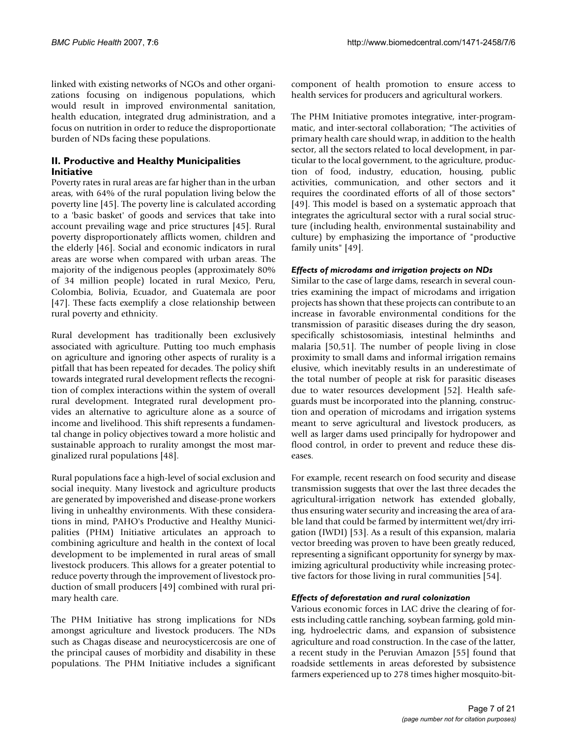linked with existing networks of NGOs and other organizations focusing on indigenous populations, which would result in improved environmental sanitation, health education, integrated drug administration, and a focus on nutrition in order to reduce the disproportionate burden of NDs facing these populations.

### II. Productive and Healthy Municipalities Initiative

Poverty rates in rural areas are far higher than in the urban areas, with 64% of the rural population living below the poverty line [45]. The poverty line is calculated according to a 'basic basket' of goods and services that take into account prevailing wage and price structures [45]. Rural poverty disproportionately afflicts women, children and the elderly [46]. Social and economic indicators in rural areas are worse when compared with urban areas. The majority of the indigenous peoples (approximately 80% of 34 million people) located in rural Mexico, Peru, Colombia, Bolivia, Ecuador, and Guatemala are poor [47]. These facts exemplify a close relationship between rural poverty and ethnicity.

Rural development has traditionally been exclusively associated with agriculture. Putting too much emphasis on agriculture and ignoring other aspects of rurality is a pitfall that has been repeated for decades. The policy shift towards integrated rural development reflects the recognition of complex interactions within the system of overall rural development. Integrated rural development provides an alternative to agriculture alone as a source of income and livelihood. This shift represents a fundamental change in policy objectives toward a more holistic and sustainable approach to rurality amongst the most marginalized rural populations [48].

Rural populations face a high-level of social exclusion and social inequity. Many livestock and agriculture products are generated by impoverished and disease-prone workers living in unhealthy environments. With these considerations in mind, PAHO's Productive and Healthy Municipalities (PHM) Initiative articulates an approach to combining agriculture and health in the context of local development to be implemented in rural areas of small livestock producers. This allows for a greater potential to reduce poverty through the improvement of livestock production of small producers [49] combined with rural primary health care.

The PHM Initiative has strong implications for NDs amongst agriculture and livestock producers. The NDs such as Chagas disease and neurocysticercosis are one of the principal causes of morbidity and disability in these populations. The PHM Initiative includes a significant component of health promotion to ensure access to health services for producers and agricultural workers.

The PHM Initiative promotes integrative, inter-programmatic, and inter-sectoral collaboration; "The activities of primary health care should wrap, in addition to the health sector, all the sectors related to local development, in particular to the local government, to the agriculture, production of food, industry, education, housing, public activities, communication, and other sectors and it requires the coordinated efforts of all of those sectors" [49]. This model is based on a systematic approach that integrates the agricultural sector with a rural social structure (including health, environmental sustainability and culture) by emphasizing the importance of "productive family units" [49].

#### *Effects of microdams and irrigation projects on NDs*

Similar to the case of large dams, research in several countries examining the impact of microdams and irrigation projects has shown that these projects can contribute to an increase in favorable environmental conditions for the transmission of parasitic diseases during the dry season, specifically schistosomiasis, intestinal helminths and malaria [50,51]. The number of people living in close proximity to small dams and informal irrigation remains elusive, which inevitably results in an underestimate of the total number of people at risk for parasitic diseases due to water resources development [52]. Health safeguards must be incorporated into the planning, construction and operation of microdams and irrigation systems meant to serve agricultural and livestock producers, as well as larger dams used principally for hydropower and flood control, in order to prevent and reduce these diseases.

For example, recent research on food security and disease transmission suggests that over the last three decades the agricultural-irrigation network has extended globally, thus ensuring water security and increasing the area of arable land that could be farmed by intermittent wet/dry irrigation (IWDI) [53]. As a result of this expansion, malaria vector breeding was proven to have been greatly reduced, representing a significant opportunity for synergy by maximizing agricultural productivity while increasing protective factors for those living in rural communities [54].

#### *Effects of deforestation and rural colonization*

Various economic forces in LAC drive the clearing of forests including cattle ranching, soybean farming, gold mining, hydroelectric dams, and expansion of subsistence agriculture and road construction. In the case of the latter, a recent study in the Peruvian Amazon [55] found that roadside settlements in areas deforested by subsistence farmers experienced up to 278 times higher mosquito-bit-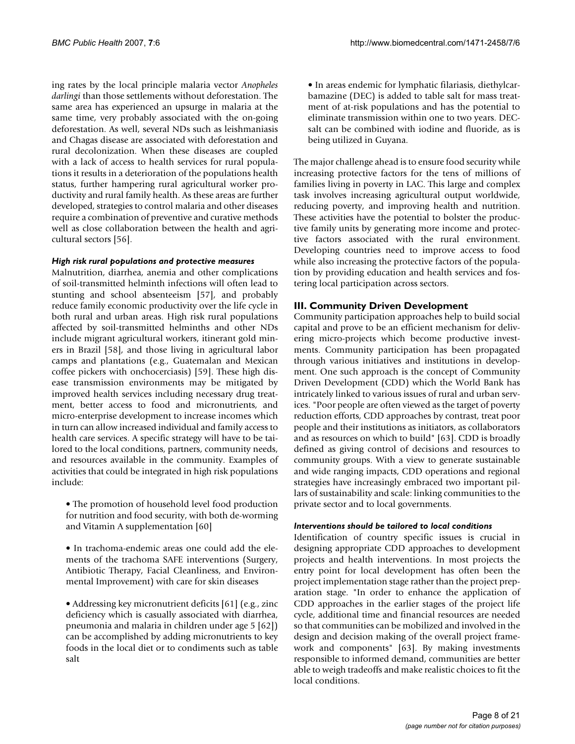ing rates by the local principle malaria vector *Anopheles darlingi* than those settlements without deforestation. The same area has experienced an upsurge in malaria at the same time, very probably associated with the on-going deforestation. As well, several NDs such as leishmaniasis and Chagas disease are associated with deforestation and rural decolonization. When these diseases are coupled with a lack of access to health services for rural populations it results in a deterioration of the populations health status, further hampering rural agricultural worker productivity and rural family health. As these areas are further developed, strategies to control malaria and other diseases require a combination of preventive and curative methods well as close collaboration between the health and agricultural sectors [56].

#### *High risk rural populations and protective measures*

Malnutrition, diarrhea, anemia and other complications of soil-transmitted helminth infections will often lead to stunting and school absenteeism [57], and probably reduce family economic productivity over the life cycle in both rural and urban areas. High risk rural populations affected by soil-transmitted helminths and other NDs include migrant agricultural workers, itinerant gold miners in Brazil [58], and those living in agricultural labor camps and plantations (e.g., Guatemalan and Mexican coffee pickers with onchocerciasis) [59]. These high disease transmission environments may be mitigated by improved health services including necessary drug treatment, better access to food and micronutrients, and micro-enterprise development to increase incomes which in turn can allow increased individual and family access to health care services. A specific strategy will have to be tailored to the local conditions, partners, community needs, and resources available in the community. Examples of activities that could be integrated in high risk populations include:

• The promotion of household level food production for nutrition and food security, with both de-worming and Vitamin A supplementation [60]

• In trachoma-endemic areas one could add the elements of the trachoma SAFE interventions (Surgery, Antibiotic Therapy, Facial Cleanliness, and Environmental Improvement) with care for skin diseases

• Addressing key micronutrient deficits [61] (e.g., zinc deficiency which is casually associated with diarrhea, pneumonia and malaria in children under age 5 [62]) can be accomplished by adding micronutrients to key foods in the local diet or to condiments such as table salt

• In areas endemic for lymphatic filariasis, diethylcarbamazine (DEC) is added to table salt for mass treatment of at-risk populations and has the potential to eliminate transmission within one to two years. DEC-salt can be combined with iodine and fluoride, as is being utilized in Guyana.

The major challenge ahead is to ensure food security while increasing protective factors for the tens of millions of families living in poverty in LAC. This large and complex task involves increasing agricultural output worldwide, reducing poverty, and improving health and nutrition. These activities have the potential to bolster the productive family units by generating more income and protective factors associated with the rural environment. Developing countries need to improve access to food while also increasing the protective factors of the population by providing education and health services and fostering local participation across sectors.

### III. Community Driven Development

Community participation approaches help to build social capital and prove to be an efficient mechanism for delivering micro-projects which become productive investments. Community participation has been propagated through various initiatives and institutions in development. One such approach is the concept of Community Driven Development (CDD) which the World Bank has intricately linked to various issues of rural and urban services. "Poor people are often viewed as the target of poverty reduction efforts, CDD approaches by contrast, treat poor people and their institutions as initiators, as collaborators and as resources on which to build" [63]. CDD is broadly defined as giving control of decisions and resources to community groups. With a view to generate sustainable and wide ranging impacts, CDD operations and regional strategies have increasingly embraced two important pillars of sustainability and scale: linking communities to the private sector and to local governments.

#### *Interventions should be tailored to local conditions*

Identification of country specific issues is crucial in designing appropriate CDD approaches to development projects and health interventions. In most projects the entry point for local development has often been the project implementation stage rather than the project preparation stage. "In order to enhance the application of CDD approaches in the earlier stages of the project life cycle, additional time and financial resources are needed so that communities can be mobilized and involved in the design and decision making of the overall project framework and components" [63]. By making investments responsible to informed demand, communities are better able to weigh tradeoffs and make realistic choices to fit the local conditions.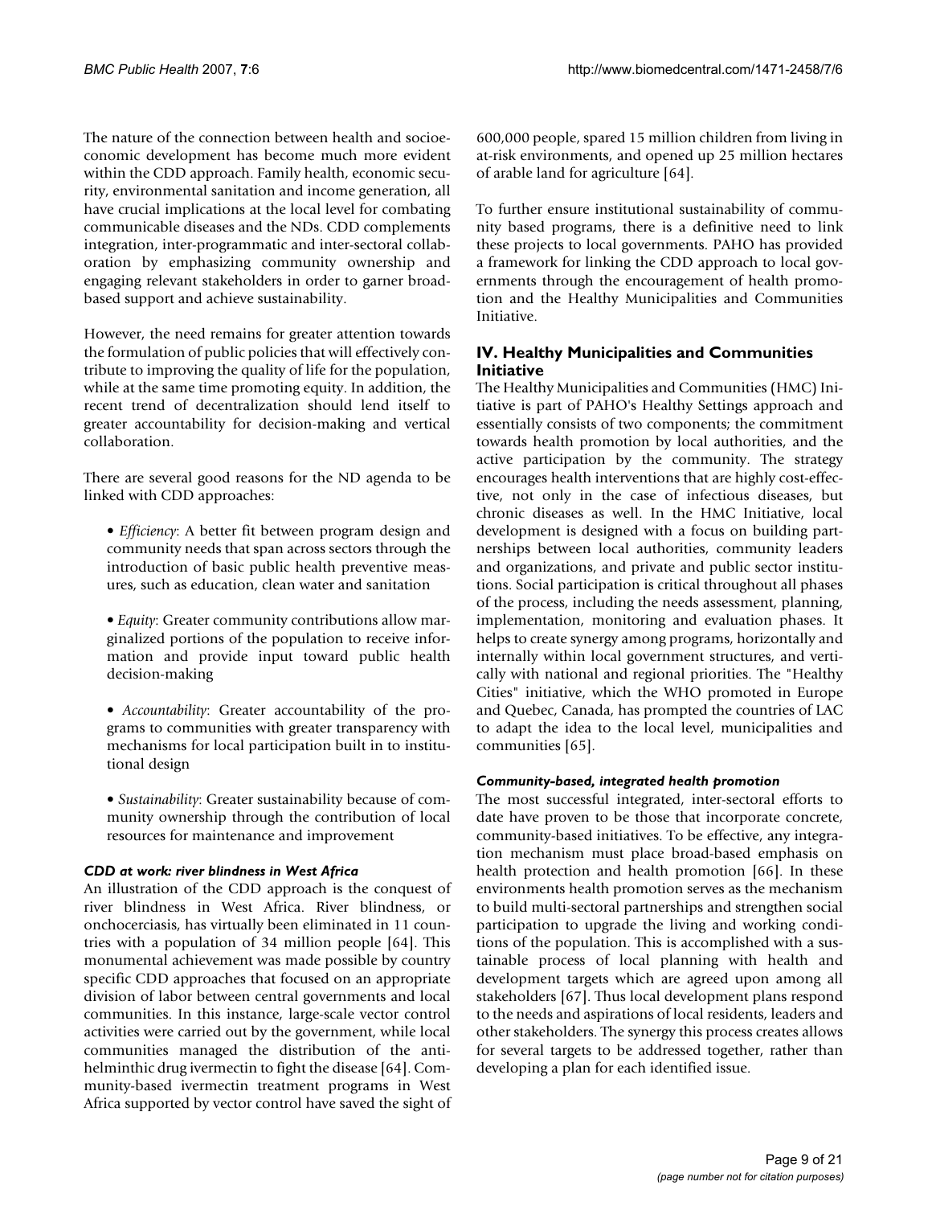The nature of the connection between health and socioeconomic development has become much more evident within the CDD approach. Family health, economic security, environmental sanitation and income generation, all have crucial implications at the local level for combating communicable diseases and the NDs. CDD complements integration, inter-programmatic and inter-sectoral collaboration by emphasizing community ownership and engaging relevant stakeholders in order to garner broad-based support and achieve sustainability.

However, the need remains for greater attention towards the formulation of public policies that will effectively contribute to improving the quality of life for the population, while at the same time promoting equity. In addition, the recent trend of decentralization should lend itself to greater accountability for decision-making and vertical collaboration.

There are several good reasons for the ND agenda to be linked with CDD approaches:

- *Efficiency*: A better fit between program design and community needs that span across sectors through the introduction of basic public health preventive measures, such as education, clean water and sanitation
- *Equity*: Greater community contributions allow marginalized portions of the population to receive information and provide input toward public health decision-making
- *Accountability*: Greater accountability of the programs to communities with greater transparency with mechanisms for local participation built in to institutional design
- *Sustainability*: Greater sustainability because of community ownership through the contribution of local resources for maintenance and improvement

#### *CDD at work: river blindness in West Africa*

An illustration of the CDD approach is the conquest of river blindness in West Africa. River blindness, or onchocerciasis, has virtually been eliminated in 11 countries with a population of 34 million people [64]. This monumental achievement was made possible by country specific CDD approaches that focused on an appropriate division of labor between central governments and local communities. In this instance, large-scale vector control activities were carried out by the government, while local communities managed the distribution of the anti-helminthic drug ivermectin to fight the disease [64]. Community-based ivermectin treatment programs in West Africa supported by vector control have saved the sight of 600,000 people, spared 15 million children from living in at-risk environments, and opened up 25 million hectares of arable land for agriculture [64].

To further ensure institutional sustainability of community based programs, there is a definitive need to link these projects to local governments. PAHO has provided a framework for linking the CDD approach to local governments through the encouragement of health promotion and the Healthy Municipalities and Communities Initiative.

### IV. Healthy Municipalities and Communities Initiative

The Healthy Municipalities and Communities (HMC) Initiative is part of PAHO's Healthy Settings approach and essentially consists of two components; the commitment towards health promotion by local authorities, and the active participation by the community. The strategy encourages health interventions that are highly cost-effective, not only in the case of infectious diseases, but chronic diseases as well. In the HMC Initiative, local development is designed with a focus on building partnerships between local authorities, community leaders and organizations, and private and public sector institutions. Social participation is critical throughout all phases of the process, including the needs assessment, planning, implementation, monitoring and evaluation phases. It helps to create synergy among programs, horizontally and internally within local government structures, and vertically with national and regional priorities. The "Healthy Cities" initiative, which the WHO promoted in Europe and Quebec, Canada, has prompted the countries of LAC to adapt the idea to the local level, municipalities and communities [65].

#### *Community-based, integrated health promotion*

The most successful integrated, inter-sectoral efforts to date have proven to be those that incorporate concrete, community-based initiatives. To be effective, any integration mechanism must place broad-based emphasis on health protection and health promotion [66]. In these environments health promotion serves as the mechanism to build multi-sectoral partnerships and strengthen social participation to upgrade the living and working conditions of the population. This is accomplished with a sustainable process of local planning with health and development targets which are agreed upon among all stakeholders [67]. Thus local development plans respond to the needs and aspirations of local residents, leaders and other stakeholders. The synergy this process creates allows for several targets to be addressed together, rather than developing a plan for each identified issue.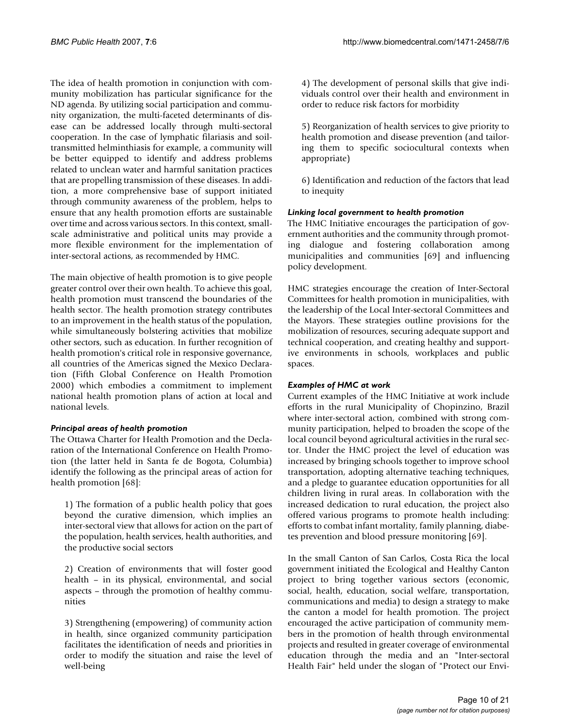The idea of health promotion in conjunction with community mobilization has particular significance for the ND agenda. By utilizing social participation and community organization, the multi-faceted determinants of disease can be addressed locally through multi-sectoral cooperation. In the case of lymphatic filariasis and soil-transmitted helminthiasis for example, a community will be better equipped to identify and address problems related to unclean water and harmful sanitation practices that are propelling transmission of these diseases. In addition, a more comprehensive base of support initiated through community awareness of the problem, helps to ensure that any health promotion efforts are sustainable over time and across various sectors. In this context, small-scale administrative and political units may provide a more flexible environment for the implementation of inter-sectoral actions, as recommended by HMC.

The main objective of health promotion is to give people greater control over their own health. To achieve this goal, health promotion must transcend the boundaries of the health sector. The health promotion strategy contributes to an improvement in the health status of the population, while simultaneously bolstering activities that mobilize other sectors, such as education. In further recognition of health promotion's critical role in responsive governance, all countries of the Americas signed the Mexico Declaration (Fifth Global Conference on Health Promotion 2000) which embodies a commitment to implement national health promotion plans of action at local and national levels.

### *Principal areas of health promotion*

The Ottawa Charter for Health Promotion and the Declaration of the International Conference on Health Promotion (the latter held in Santa fe de Bogota, Columbia) identify the following as the principal areas of action for health promotion [68]:

1) The formation of a public health policy that goes beyond the curative dimension, which implies an inter-sectoral view that allows for action on the part of the population, health services, health authorities, and the productive social sectors

2) Creation of environments that will foster good health – in its physical, environmental, and social aspects – through the promotion of healthy communities

3) Strengthening (empowering) of community action in health, since organized community participation facilitates the identification of needs and priorities in order to modify the situation and raise the level of well-being

4) The development of personal skills that give individuals control over their health and environment in order to reduce risk factors for morbidity

5) Reorganization of health services to give priority to health promotion and disease prevention (and tailoring them to specific sociocultural contexts when appropriate)

6) Identification and reduction of the factors that lead to inequity

### *Linking local government to health promotion*

The HMC Initiative encourages the participation of government authorities and the community through promoting dialogue and fostering collaboration among municipalities and communities [69] and influencing policy development.

HMC strategies encourage the creation of Inter-Sectoral Committees for health promotion in municipalities, with the leadership of the Local Inter-sectoral Committees and the Mayors. These strategies outline provisions for the mobilization of resources, securing adequate support and technical cooperation, and creating healthy and supportive environments in schools, workplaces and public spaces.

### *Examples of HMC at work*

Current examples of the HMC Initiative at work include efforts in the rural Municipality of Chopinzino, Brazil where inter-sectoral action, combined with strong community participation, helped to broaden the scope of the local council beyond agricultural activities in the rural sector. Under the HMC project the level of education was increased by bringing schools together to improve school transportation, adopting alternative teaching techniques, and a pledge to guarantee education opportunities for all children living in rural areas. In collaboration with the increased dedication to rural education, the project also offered various programs to promote health including: efforts to combat infant mortality, family planning, diabetes prevention and blood pressure monitoring [69].

In the small Canton of San Carlos, Costa Rica the local government initiated the Ecological and Healthy Canton project to bring together various sectors (economic, social, health, education, social welfare, transportation, communications and media) to design a strategy to make the canton a model for health promotion. The project encouraged the active participation of community members in the promotion of health through environmental projects and resulted in greater coverage of environmental education through the media and an "Inter-sectoral Health Fair" held under the slogan of "Protect our Envi-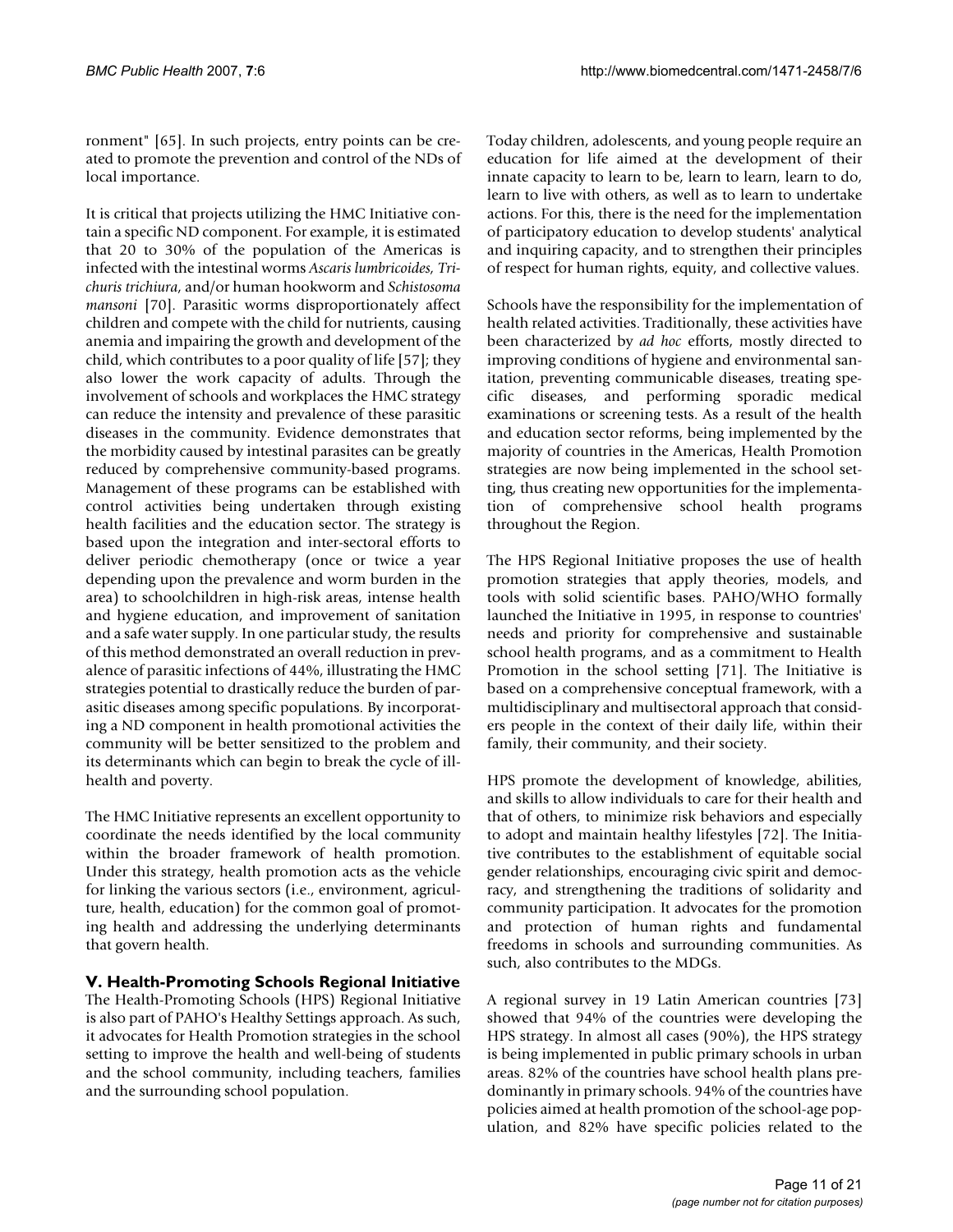ronment" [65]. In such projects, entry points can be created to promote the prevention and control of the NDs of local importance.

It is critical that projects utilizing the HMC Initiative contain a specific ND component. For example, it is estimated that 20 to 30% of the population of the Americas is infected with the intestinal worms *Ascaris lumbricoides, Trichuris trichiura*, and/or human hookworm and *Schistosoma mansoni* [70]. Parasitic worms disproportionately affect children and compete with the child for nutrients, causing anemia and impairing the growth and development of the child, which contributes to a poor quality of life [57]; they also lower the work capacity of adults. Through the involvement of schools and workplaces the HMC strategy can reduce the intensity and prevalence of these parasitic diseases in the community. Evidence demonstrates that the morbidity caused by intestinal parasites can be greatly reduced by comprehensive community-based programs. Management of these programs can be established with control activities being undertaken through existing health facilities and the education sector. The strategy is based upon the integration and inter-sectoral efforts to deliver periodic chemotherapy (once or twice a year depending upon the prevalence and worm burden in the area) to schoolchildren in high-risk areas, intense health and hygiene education, and improvement of sanitation and a safe water supply. In one particular study, the results of this method demonstrated an overall reduction in prevalence of parasitic infections of 44%, illustrating the HMC strategies potential to drastically reduce the burden of parasitic diseases among specific populations. By incorporating a ND component in health promotional activities the community will be better sensitized to the problem and its determinants which can begin to break the cycle of ill-health and poverty.

The HMC Initiative represents an excellent opportunity to coordinate the needs identified by the local community within the broader framework of health promotion. Under this strategy, health promotion acts as the vehicle for linking the various sectors (i.e., environment, agriculture, health, education) for the common goal of promoting health and addressing the underlying determinants that govern health.

## V. Health-Promoting Schools Regional Initiative

The Health-Promoting Schools (HPS) Regional Initiative is also part of PAHO's Healthy Settings approach. As such, it advocates for Health Promotion strategies in the school setting to improve the health and well-being of students and the school community, including teachers, families and the surrounding school population.

Today children, adolescents, and young people require an education for life aimed at the development of their innate capacity to learn to be, learn to learn, learn to do, learn to live with others, as well as to learn to undertake actions. For this, there is the need for the implementation of participatory education to develop students' analytical and inquiring capacity, and to strengthen their principles of respect for human rights, equity, and collective values.

Schools have the responsibility for the implementation of health related activities. Traditionally, these activities have been characterized by *ad hoc* efforts, mostly directed to improving conditions of hygiene and environmental sanitation, preventing communicable diseases, treating specific diseases, and performing sporadic medical examinations or screening tests. As a result of the health and education sector reforms, being implemented by the majority of countries in the Americas, Health Promotion strategies are now being implemented in the school setting, thus creating new opportunities for the implementation of comprehensive school health programs throughout the Region.

The HPS Regional Initiative proposes the use of health promotion strategies that apply theories, models, and tools with solid scientific bases. PAHO/WHO formally launched the Initiative in 1995, in response to countries' needs and priority for comprehensive and sustainable school health programs, and as a commitment to Health Promotion in the school setting [71]. The Initiative is based on a comprehensive conceptual framework, with a multidisciplinary and multisectoral approach that considers people in the context of their daily life, within their family, their community, and their society.

HPS promote the development of knowledge, abilities, and skills to allow individuals to care for their health and that of others, to minimize risk behaviors and especially to adopt and maintain healthy lifestyles [72]. The Initiative contributes to the establishment of equitable social gender relationships, encouraging civic spirit and democracy, and strengthening the traditions of solidarity and community participation. It advocates for the promotion and protection of human rights and fundamental freedoms in schools and surrounding communities. As such, also contributes to the MDGs.

A regional survey in 19 Latin American countries [73] showed that 94% of the countries were developing the HPS strategy. In almost all cases (90%), the HPS strategy is being implemented in public primary schools in urban areas. 82% of the countries have school health plans predominantly in primary schools. 94% of the countries have policies aimed at health promotion of the school-age population, and 82% have specific policies related to the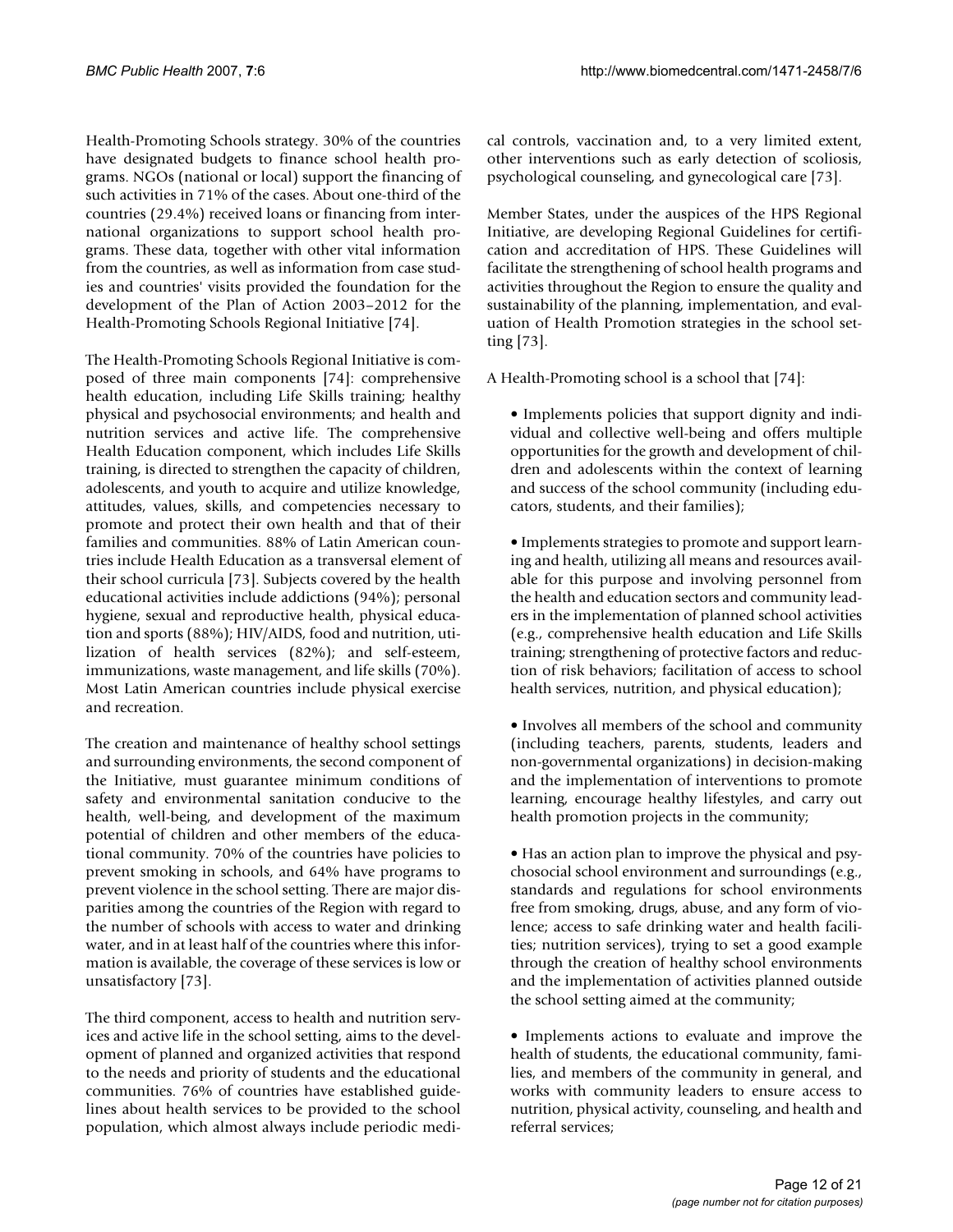Health-Promoting Schools strategy. 30% of the countries have designated budgets to finance school health programs. NGOs (national or local) support the financing of such activities in 71% of the cases. About one-third of the countries (29.4%) received loans or financing from international organizations to support school health programs. These data, together with other vital information from the countries, as well as information from case studies and countries' visits provided the foundation for the development of the Plan of Action 2003–2012 for the Health-Promoting Schools Regional Initiative [74].

The Health-Promoting Schools Regional Initiative is composed of three main components [74]: comprehensive health education, including Life Skills training; healthy physical and psychosocial environments; and health and nutrition services and active life. The comprehensive Health Education component, which includes Life Skills training, is directed to strengthen the capacity of children, adolescents, and youth to acquire and utilize knowledge, attitudes, values, skills, and competencies necessary to promote and protect their own health and that of their families and communities. 88% of Latin American countries include Health Education as a transversal element of their school curricula [73]. Subjects covered by the health educational activities include addictions (94%); personal hygiene, sexual and reproductive health, physical education and sports (88%); HIV/AIDS, food and nutrition, utilization of health services (82%); and self-esteem, immunizations, waste management, and life skills (70%). Most Latin American countries include physical exercise and recreation.

The creation and maintenance of healthy school settings and surrounding environments, the second component of the Initiative, must guarantee minimum conditions of safety and environmental sanitation conducive to the health, well-being, and development of the maximum potential of children and other members of the educational community. 70% of the countries have policies to prevent smoking in schools, and 64% have programs to prevent violence in the school setting. There are major disparities among the countries of the Region with regard to the number of schools with access to water and drinking water, and in at least half of the countries where this information is available, the coverage of these services is low or unsatisfactory [73].

The third component, access to health and nutrition services and active life in the school setting, aims to the development of planned and organized activities that respond to the needs and priority of students and the educational communities. 76% of countries have established guidelines about health services to be provided to the school population, which almost always include periodic medical controls, vaccination and, to a very limited extent, other interventions such as early detection of scoliosis, psychological counseling, and gynecological care [73].

Member States, under the auspices of the HPS Regional Initiative, are developing Regional Guidelines for certification and accreditation of HPS. These Guidelines will facilitate the strengthening of school health programs and activities throughout the Region to ensure the quality and sustainability of the planning, implementation, and evaluation of Health Promotion strategies in the school setting [73].

A Health-Promoting school is a school that [74]:

- Implements policies that support dignity and individual and collective well-being and offers multiple opportunities for the growth and development of children and adolescents within the context of learning and success of the school community (including educators, students, and their families);

- Implements strategies to promote and support learning and health, utilizing all means and resources available for this purpose and involving personnel from the health and education sectors and community leaders in the implementation of planned school activities (e.g., comprehensive health education and Life Skills training; strengthening of protective factors and reduction of risk behaviors; facilitation of access to school health services, nutrition, and physical education);

- Involves all members of the school and community (including teachers, parents, students, leaders and non-governmental organizations) in decision-making and the implementation of interventions to promote learning, encourage healthy lifestyles, and carry out health promotion projects in the community;

- Has an action plan to improve the physical and psychosocial school environment and surroundings (e.g., standards and regulations for school environments free from smoking, drugs, abuse, and any form of violence; access to safe drinking water and health facilities; nutrition services), trying to set a good example through the creation of healthy school environments and the implementation of activities planned outside the school setting aimed at the community;

- Implements actions to evaluate and improve the health of students, the educational community, families, and members of the community in general, and works with community leaders to ensure access to nutrition, physical activity, counseling, and health and referral services;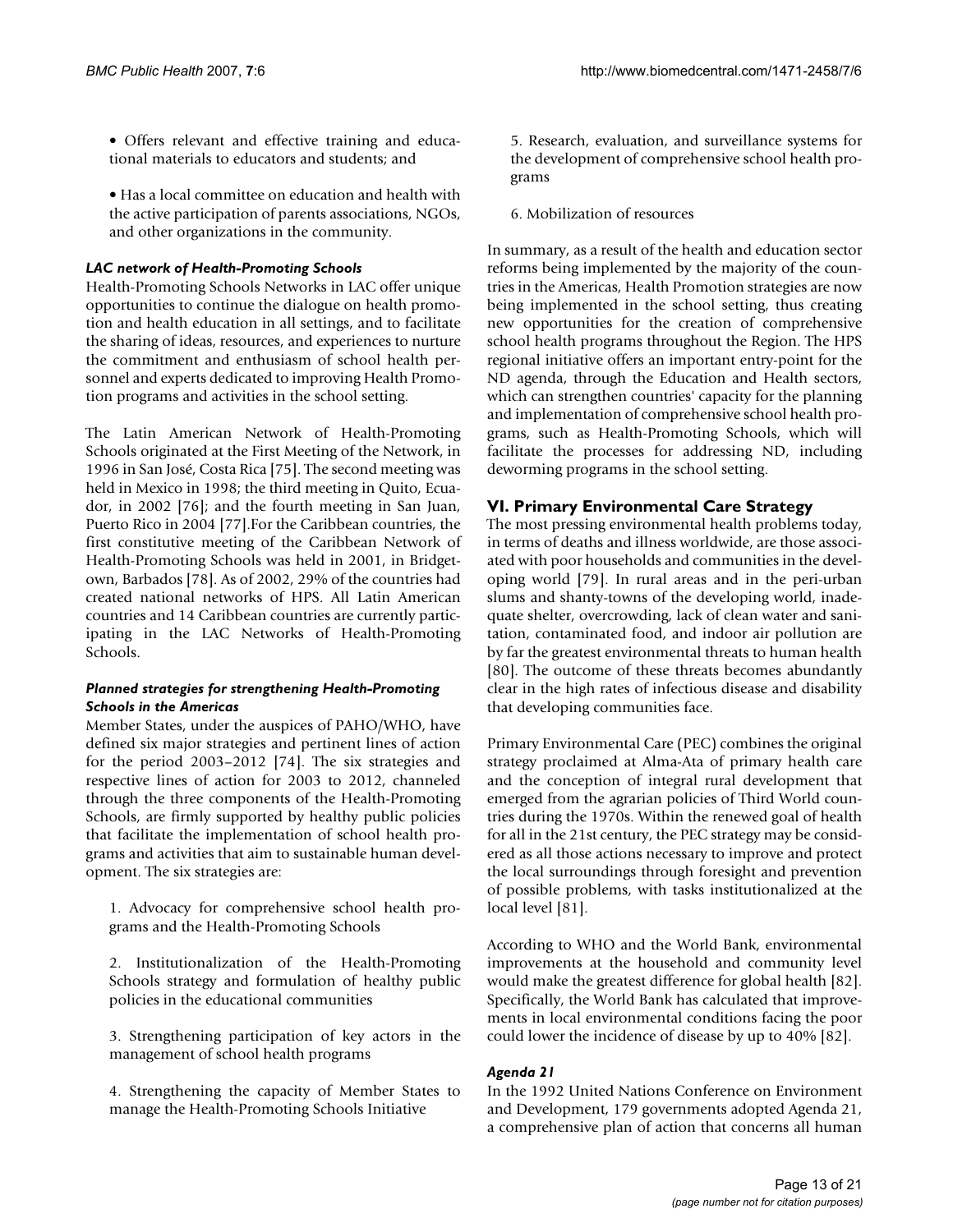- Offers relevant and effective training and educational materials to educators and students; and

- Has a local committee on education and health with the active participation of parents associations, NGOs, and other organizations in the community.

### *LAC network of Health-Promoting Schools*

Health-Promoting Schools Networks in LAC offer unique opportunities to continue the dialogue on health promotion and health education in all settings, and to facilitate the sharing of ideas, resources, and experiences to nurture the commitment and enthusiasm of school health personnel and experts dedicated to improving Health Promotion programs and activities in the school setting.

The Latin American Network of Health-Promoting Schools originated at the First Meeting of the Network, in 1996 in San José, Costa Rica [75]. The second meeting was held in Mexico in 1998; the third meeting in Quito, Ecuador, in 2002 [76]; and the fourth meeting in San Juan, Puerto Rico in 2004 [77].For the Caribbean countries, the first constitutive meeting of the Caribbean Network of Health-Promoting Schools was held in 2001, in Bridgetown, Barbados [78]. As of 2002, 29% of the countries had created national networks of HPS. All Latin American countries and 14 Caribbean countries are currently participating in the LAC Networks of Health-Promoting Schools.

### *Planned strategies for strengthening Health-Promoting Schools in the Americas*

Member States, under the auspices of PAHO/WHO, have defined six major strategies and pertinent lines of action for the period 2003–2012 [74]. The six strategies and respective lines of action for 2003 to 2012, channeled through the three components of the Health-Promoting Schools, are firmly supported by healthy public policies that facilitate the implementation of school health programs and activities that aim to sustainable human development. The six strategies are:

1. Advocacy for comprehensive school health programs and the Health-Promoting Schools

2. Institutionalization of the Health-Promoting Schools strategy and formulation of healthy public policies in the educational communities

3. Strengthening participation of key actors in the management of school health programs

4. Strengthening the capacity of Member States to manage the Health-Promoting Schools Initiative

5. Research, evaluation, and surveillance systems for the development of comprehensive school health programs

6. Mobilization of resources

In summary, as a result of the health and education sector reforms being implemented by the majority of the countries in the Americas, Health Promotion strategies are now being implemented in the school setting, thus creating new opportunities for the creation of comprehensive school health programs throughout the Region. The HPS regional initiative offers an important entry-point for the ND agenda, through the Education and Health sectors, which can strengthen countries' capacity for the planning and implementation of comprehensive school health programs, such as Health-Promoting Schools, which will facilitate the processes for addressing ND, including deworming programs in the school setting.

## VI. Primary Environmental Care Strategy

The most pressing environmental health problems today, in terms of deaths and illness worldwide, are those associated with poor households and communities in the developing world [79]. In rural areas and in the peri-urban slums and shanty-towns of the developing world, inadequate shelter, overcrowding, lack of clean water and sanitation, contaminated food, and indoor air pollution are by far the greatest environmental threats to human health [80]. The outcome of these threats becomes abundantly clear in the high rates of infectious disease and disability that developing communities face.

Primary Environmental Care (PEC) combines the original strategy proclaimed at Alma-Ata of primary health care and the conception of integral rural development that emerged from the agrarian policies of Third World countries during the 1970s. Within the renewed goal of health for all in the 21st century, the PEC strategy may be considered as all those actions necessary to improve and protect the local surroundings through foresight and prevention of possible problems, with tasks institutionalized at the local level [81].

According to WHO and the World Bank, environmental improvements at the household and community level would make the greatest difference for global health [82]. Specifically, the World Bank has calculated that improvements in local environmental conditions facing the poor could lower the incidence of disease by up to 40% [82].

### *Agenda 21*

In the 1992 United Nations Conference on Environment and Development, 179 governments adopted Agenda 21, a comprehensive plan of action that concerns all human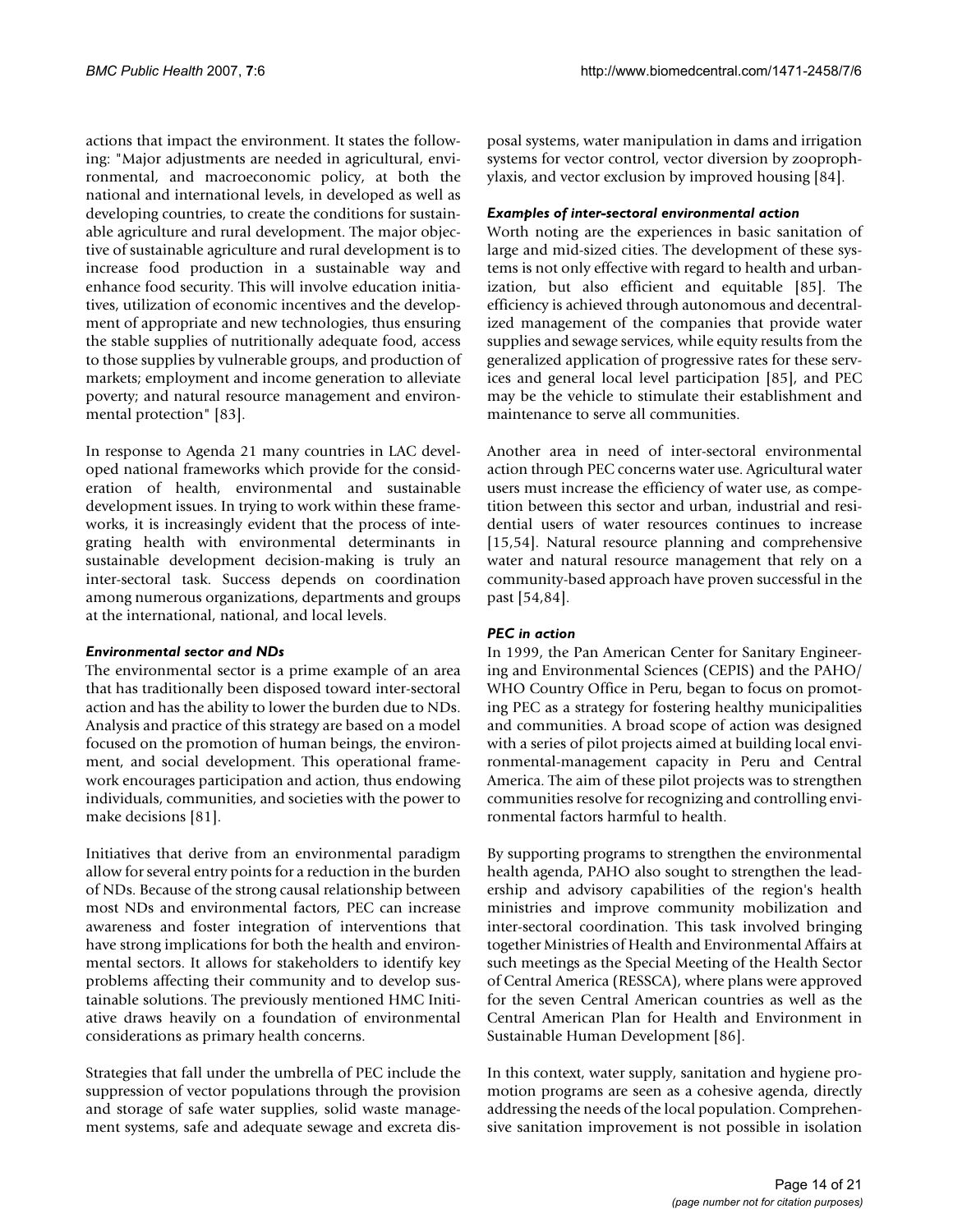actions that impact the environment. It states the following: "Major adjustments are needed in agricultural, environmental, and macroeconomic policy, at both the national and international levels, in developed as well as developing countries, to create the conditions for sustainable agriculture and rural development. The major objective of sustainable agriculture and rural development is to increase food production in a sustainable way and enhance food security. This will involve education initiatives, utilization of economic incentives and the development of appropriate and new technologies, thus ensuring the stable supplies of nutritionally adequate food, access to those supplies by vulnerable groups, and production of markets; employment and income generation to alleviate poverty; and natural resource management and environmental protection" [83].

In response to Agenda 21 many countries in LAC developed national frameworks which provide for the consideration of health, environmental and sustainable development issues. In trying to work within these frameworks, it is increasingly evident that the process of integrating health with environmental determinants in sustainable development decision-making is truly an inter-sectoral task. Success depends on coordination among numerous organizations, departments and groups at the international, national, and local levels.

### *Environmental sector and NDs*

The environmental sector is a prime example of an area that has traditionally been disposed toward inter-sectoral action and has the ability to lower the burden due to NDs. Analysis and practice of this strategy are based on a model focused on the promotion of human beings, the environment, and social development. This operational framework encourages participation and action, thus endowing individuals, communities, and societies with the power to make decisions [81].

Initiatives that derive from an environmental paradigm allow for several entry points for a reduction in the burden of NDs. Because of the strong causal relationship between most NDs and environmental factors, PEC can increase awareness and foster integration of interventions that have strong implications for both the health and environmental sectors. It allows for stakeholders to identify key problems affecting their community and to develop sustainable solutions. The previously mentioned HMC Initiative draws heavily on a foundation of environmental considerations as primary health concerns.

Strategies that fall under the umbrella of PEC include the suppression of vector populations through the provision and storage of safe water supplies, solid waste management systems, safe and adequate sewage and excreta disposal systems, water manipulation in dams and irrigation systems for vector control, vector diversion by zooprophylaxis, and vector exclusion by improved housing [84].

### *Examples of inter-sectoral environmental action*

Worth noting are the experiences in basic sanitation of large and mid-sized cities. The development of these systems is not only effective with regard to health and urbanization, but also efficient and equitable [85]. The efficiency is achieved through autonomous and decentralized management of the companies that provide water supplies and sewage services, while equity results from the generalized application of progressive rates for these services and general local level participation [85], and PEC may be the vehicle to stimulate their establishment and maintenance to serve all communities.

Another area in need of inter-sectoral environmental action through PEC concerns water use. Agricultural water users must increase the efficiency of water use, as competition between this sector and urban, industrial and residential users of water resources continues to increase [15,54]. Natural resource planning and comprehensive water and natural resource management that rely on a community-based approach have proven successful in the past [54,84].

### *PEC in action*

In 1999, the Pan American Center for Sanitary Engineering and Environmental Sciences (CEPIS) and the PAHO/WHO Country Office in Peru, began to focus on promoting PEC as a strategy for fostering healthy municipalities and communities. A broad scope of action was designed with a series of pilot projects aimed at building local environmental-management capacity in Peru and Central America. The aim of these pilot projects was to strengthen communities resolve for recognizing and controlling environmental factors harmful to health.

By supporting programs to strengthen the environmental health agenda, PAHO also sought to strengthen the leadership and advisory capabilities of the region's health ministries and improve community mobilization and inter-sectoral coordination. This task involved bringing together Ministries of Health and Environmental Affairs at such meetings as the Special Meeting of the Health Sector of Central America (RESSCA), where plans were approved for the seven Central American countries as well as the Central American Plan for Health and Environment in Sustainable Human Development [86].

In this context, water supply, sanitation and hygiene promotion programs are seen as a cohesive agenda, directly addressing the needs of the local population. Comprehensive sanitation improvement is not possible in isolation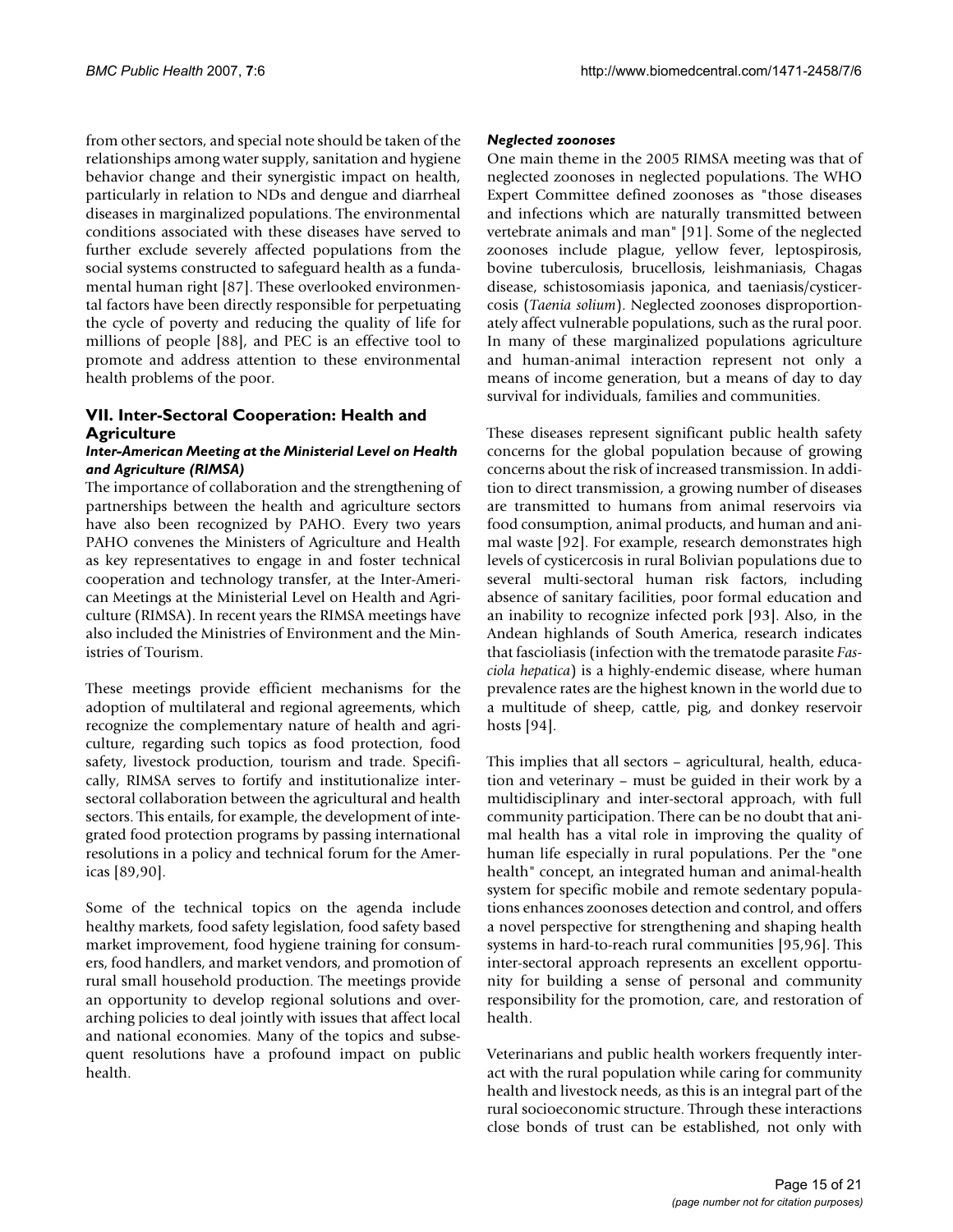from other sectors, and special note should be taken of the relationships among water supply, sanitation and hygiene behavior change and their synergistic impact on health, particularly in relation to NDs and dengue and diarrheal diseases in marginalized populations. The environmental conditions associated with these diseases have served to further exclude severely affected populations from the social systems constructed to safeguard health as a fundamental human right [87]. These overlooked environmental factors have been directly responsible for perpetuating the cycle of poverty and reducing the quality of life for millions of people [88], and PEC is an effective tool to promote and address attention to these environmental health problems of the poor.

## VII. Inter-Sectoral Cooperation: Health and Agriculture

### *Inter-American Meeting at the Ministerial Level on Health and Agriculture (RIMSA)*

The importance of collaboration and the strengthening of partnerships between the health and agriculture sectors have also been recognized by PAHO. Every two years PAHO convenes the Ministers of Agriculture and Health as key representatives to engage in and foster technical cooperation and technology transfer, at the Inter-American Meetings at the Ministerial Level on Health and Agriculture (RIMSA). In recent years the RIMSA meetings have also included the Ministries of Environment and the Ministries of Tourism.

These meetings provide efficient mechanisms for the adoption of multilateral and regional agreements, which recognize the complementary nature of health and agriculture, regarding such topics as food protection, food safety, livestock production, tourism and trade. Specifically, RIMSA serves to fortify and institutionalize inter-sectoral collaboration between the agricultural and health sectors. This entails, for example, the development of integrated food protection programs by passing international resolutions in a policy and technical forum for the Americas [89,90].

Some of the technical topics on the agenda include healthy markets, food safety legislation, food safety based market improvement, food hygiene training for consumers, food handlers, and market vendors, and promotion of rural small household production. The meetings provide an opportunity to develop regional solutions and overarching policies to deal jointly with issues that affect local and national economies. Many of the topics and subsequent resolutions have a profound impact on public health.

### *Neglected zoonoses*

One main theme in the 2005 RIMSA meeting was that of neglected zoonoses in neglected populations. The WHO Expert Committee defined zoonoses as "those diseases and infections which are naturally transmitted between vertebrate animals and man" [91]. Some of the neglected zoonoses include plague, yellow fever, leptospirosis, bovine tuberculosis, brucellosis, leishmaniasis, Chagas disease, schistosomiasis japonica, and taeniasis/cysticercosis (*Taenia solium*). Neglected zoonoses disproportionately affect vulnerable populations, such as the rural poor. In many of these marginalized populations agriculture and human-animal interaction represent not only a means of income generation, but a means of day to day survival for individuals, families and communities.

These diseases represent significant public health safety concerns for the global population because of growing concerns about the risk of increased transmission. In addition to direct transmission, a growing number of diseases are transmitted to humans from animal reservoirs via food consumption, animal products, and human and animal waste [92]. For example, research demonstrates high levels of cysticercosis in rural Bolivian populations due to several multi-sectoral human risk factors, including absence of sanitary facilities, poor formal education and an inability to recognize infected pork [93]. Also, in the Andean highlands of South America, research indicates that fascioliasis (infection with the trematode parasite *Fasciola hepatica*) is a highly-endemic disease, where human prevalence rates are the highest known in the world due to a multitude of sheep, cattle, pig, and donkey reservoir hosts [94].

This implies that all sectors – agricultural, health, education and veterinary – must be guided in their work by a multidisciplinary and inter-sectoral approach, with full community participation. There can be no doubt that animal health has a vital role in improving the quality of human life especially in rural populations. Per the "one health" concept, an integrated human and animal-health system for specific mobile and remote sedentary populations enhances zoonoses detection and control, and offers a novel perspective for strengthening and shaping health systems in hard-to-reach rural communities [95,96]. This inter-sectoral approach represents an excellent opportunity for building a sense of personal and community responsibility for the promotion, care, and restoration of health.

Veterinarians and public health workers frequently interact with the rural population while caring for community health and livestock needs, as this is an integral part of the rural socioeconomic structure. Through these interactions close bonds of trust can be established, not only with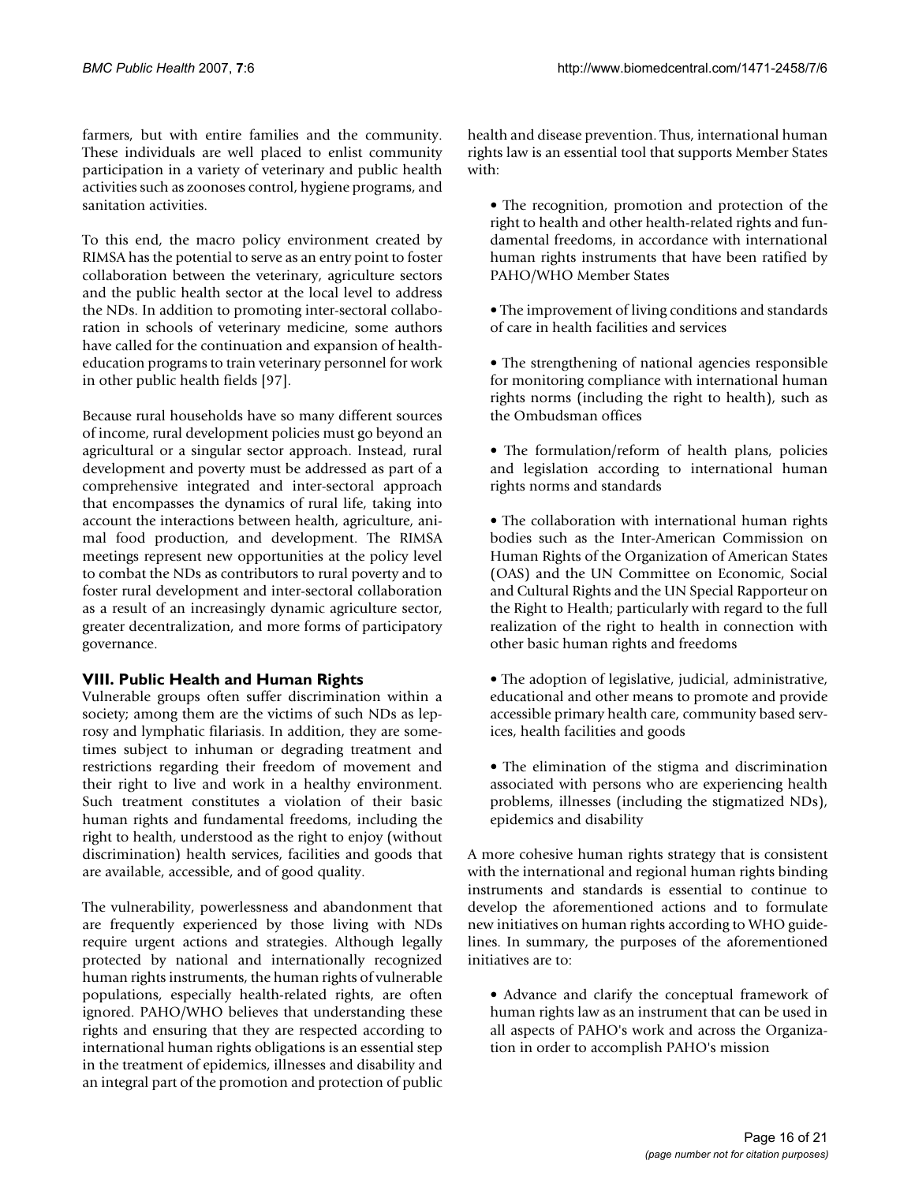farmers, but with entire families and the community. These individuals are well placed to enlist community participation in a variety of veterinary and public health activities such as zoonoses control, hygiene programs, and sanitation activities.

To this end, the macro policy environment created by RIMSA has the potential to serve as an entry point to foster collaboration between the veterinary, agriculture sectors and the public health sector at the local level to address the NDs. In addition to promoting inter-sectoral collaboration in schools of veterinary medicine, some authors have called for the continuation and expansion of health-education programs to train veterinary personnel for work in other public health fields [97].

Because rural households have so many different sources of income, rural development policies must go beyond an agricultural or a singular sector approach. Instead, rural development and poverty must be addressed as part of a comprehensive integrated and inter-sectoral approach that encompasses the dynamics of rural life, taking into account the interactions between health, agriculture, animal food production, and development. The RIMSA meetings represent new opportunities at the policy level to combat the NDs as contributors to rural poverty and to foster rural development and inter-sectoral collaboration as a result of an increasingly dynamic agriculture sector, greater decentralization, and more forms of participatory governance.

## VIII. Public Health and Human Rights

Vulnerable groups often suffer discrimination within a society; among them are the victims of such NDs as leprosy and lymphatic filariasis. In addition, they are sometimes subject to inhuman or degrading treatment and restrictions regarding their freedom of movement and their right to live and work in a healthy environment. Such treatment constitutes a violation of their basic human rights and fundamental freedoms, including the right to health, understood as the right to enjoy (without discrimination) health services, facilities and goods that are available, accessible, and of good quality.

The vulnerability, powerlessness and abandonment that are frequently experienced by those living with NDs require urgent actions and strategies. Although legally protected by national and internationally recognized human rights instruments, the human rights of vulnerable populations, especially health-related rights, are often ignored. PAHO/WHO believes that understanding these rights and ensuring that they are respected according to international human rights obligations is an essential step in the treatment of epidemics, illnesses and disability and an integral part of the promotion and protection of public health and disease prevention. Thus, international human rights law is an essential tool that supports Member States with:

- The recognition, promotion and protection of the right to health and other health-related rights and fundamental freedoms, in accordance with international human rights instruments that have been ratified by PAHO/WHO Member States
- The improvement of living conditions and standards of care in health facilities and services
- The strengthening of national agencies responsible for monitoring compliance with international human rights norms (including the right to health), such as the Ombudsman offices
- The formulation/reform of health plans, policies and legislation according to international human rights norms and standards
- The collaboration with international human rights bodies such as the Inter-American Commission on Human Rights of the Organization of American States (OAS) and the UN Committee on Economic, Social and Cultural Rights and the UN Special Rapporteur on the Right to Health; particularly with regard to the full realization of the right to health in connection with other basic human rights and freedoms
- The adoption of legislative, judicial, administrative, educational and other means to promote and provide accessible primary health care, community based services, health facilities and goods
- The elimination of the stigma and discrimination associated with persons who are experiencing health problems, illnesses (including the stigmatized NDs), epidemics and disability

A more cohesive human rights strategy that is consistent with the international and regional human rights binding instruments and standards is essential to continue to develop the aforementioned actions and to formulate new initiatives on human rights according to WHO guidelines. In summary, the purposes of the aforementioned initiatives are to:

- Advance and clarify the conceptual framework of human rights law as an instrument that can be used in all aspects of PAHO's work and across the Organization in order to accomplish PAHO's mission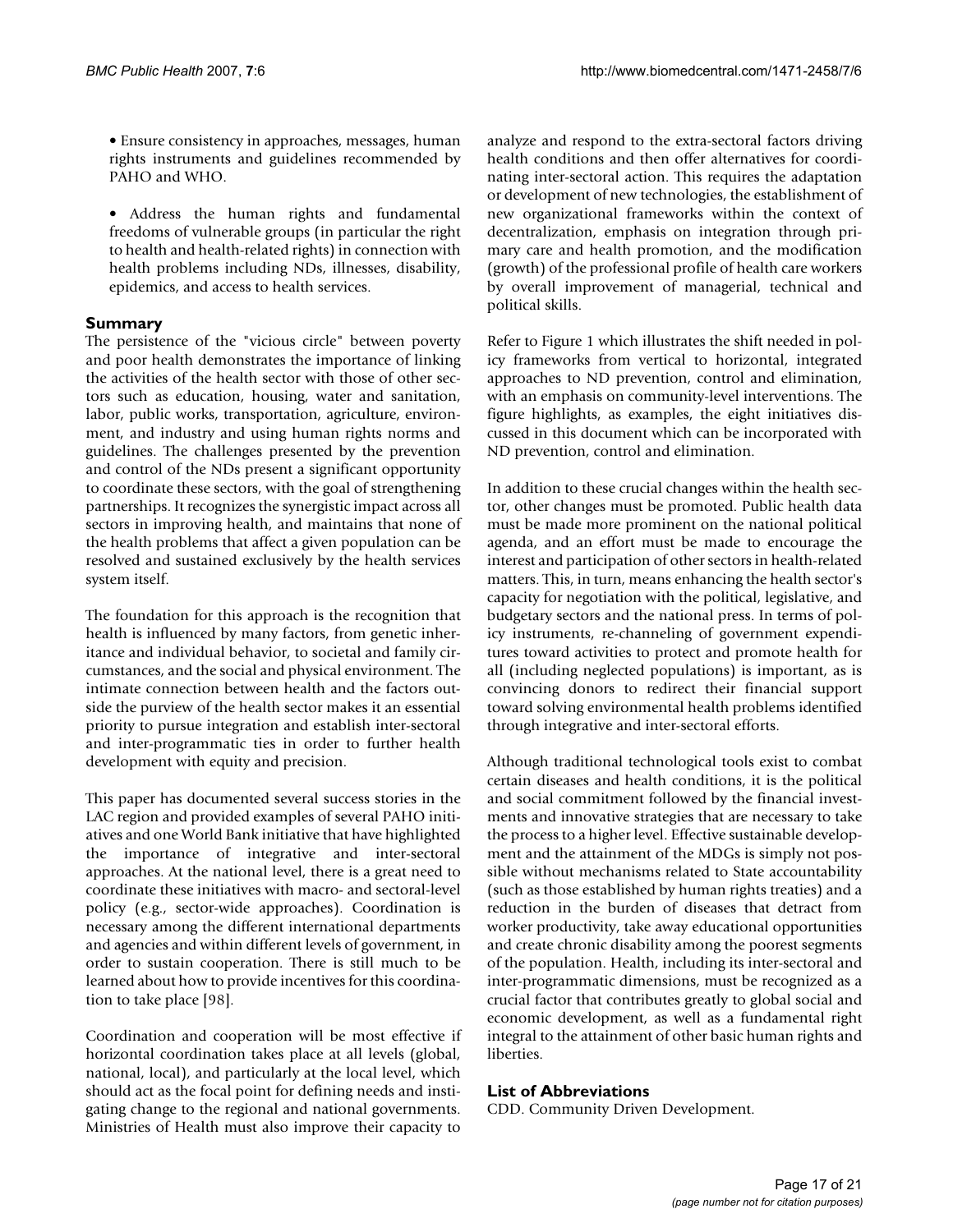- Ensure consistency in approaches, messages, human rights instruments and guidelines recommended by PAHO and WHO.

- Address the human rights and fundamental freedoms of vulnerable groups (in particular the right to health and health-related rights) in connection with health problems including NDs, illnesses, disability, epidemics, and access to health services.

## Summary

The persistence of the "vicious circle" between poverty and poor health demonstrates the importance of linking the activities of the health sector with those of other sectors such as education, housing, water and sanitation, labor, public works, transportation, agriculture, environment, and industry and using human rights norms and guidelines. The challenges presented by the prevention and control of the NDs present a significant opportunity to coordinate these sectors, with the goal of strengthening partnerships. It recognizes the synergistic impact across all sectors in improving health, and maintains that none of the health problems that affect a given population can be resolved and sustained exclusively by the health services system itself.

The foundation for this approach is the recognition that health is influenced by many factors, from genetic inheritance and individual behavior, to societal and family circumstances, and the social and physical environment. The intimate connection between health and the factors outside the purview of the health sector makes it an essential priority to pursue integration and establish inter-sectoral and inter-programmatic ties in order to further health development with equity and precision.

This paper has documented several success stories in the LAC region and provided examples of several PAHO initiatives and one World Bank initiative that have highlighted the importance of integrative and inter-sectoral approaches. At the national level, there is a great need to coordinate these initiatives with macro- and sectoral-level policy (e.g., sector-wide approaches). Coordination is necessary among the different international departments and agencies and within different levels of government, in order to sustain cooperation. There is still much to be learned about how to provide incentives for this coordination to take place [98].

Coordination and cooperation will be most effective if horizontal coordination takes place at all levels (global, national, local), and particularly at the local level, which should act as the focal point for defining needs and instigating change to the regional and national governments. Ministries of Health must also improve their capacity to analyze and respond to the extra-sectoral factors driving health conditions and then offer alternatives for coordinating inter-sectoral action. This requires the adaptation or development of new technologies, the establishment of new organizational frameworks within the context of decentralization, emphasis on integration through primary care and health promotion, and the modification (growth) of the professional profile of health care workers by overall improvement of managerial, technical and political skills.

Refer to Figure 1 which illustrates the shift needed in policy frameworks from vertical to horizontal, integrated approaches to ND prevention, control and elimination, with an emphasis on community-level interventions. The figure highlights, as examples, the eight initiatives discussed in this document which can be incorporated with ND prevention, control and elimination.

In addition to these crucial changes within the health sector, other changes must be promoted. Public health data must be made more prominent on the national political agenda, and an effort must be made to encourage the interest and participation of other sectors in health-related matters. This, in turn, means enhancing the health sector's capacity for negotiation with the political, legislative, and budgetary sectors and the national press. In terms of policy instruments, re-channeling of government expenditures toward activities to protect and promote health for all (including neglected populations) is important, as is convincing donors to redirect their financial support toward solving environmental health problems identified through integrative and inter-sectoral efforts.

Although traditional technological tools exist to combat certain diseases and health conditions, it is the political and social commitment followed by the financial investments and innovative strategies that are necessary to take the process to a higher level. Effective sustainable development and the attainment of the MDGs is simply not possible without mechanisms related to State accountability (such as those established by human rights treaties) and a reduction in the burden of diseases that detract from worker productivity, take away educational opportunities and create chronic disability among the poorest segments of the population. Health, including its inter-sectoral and inter-programmatic dimensions, must be recognized as a crucial factor that contributes greatly to global social and economic development, as well as a fundamental right integral to the attainment of other basic human rights and liberties.

## List of Abbreviations

CDD. Community Driven Development.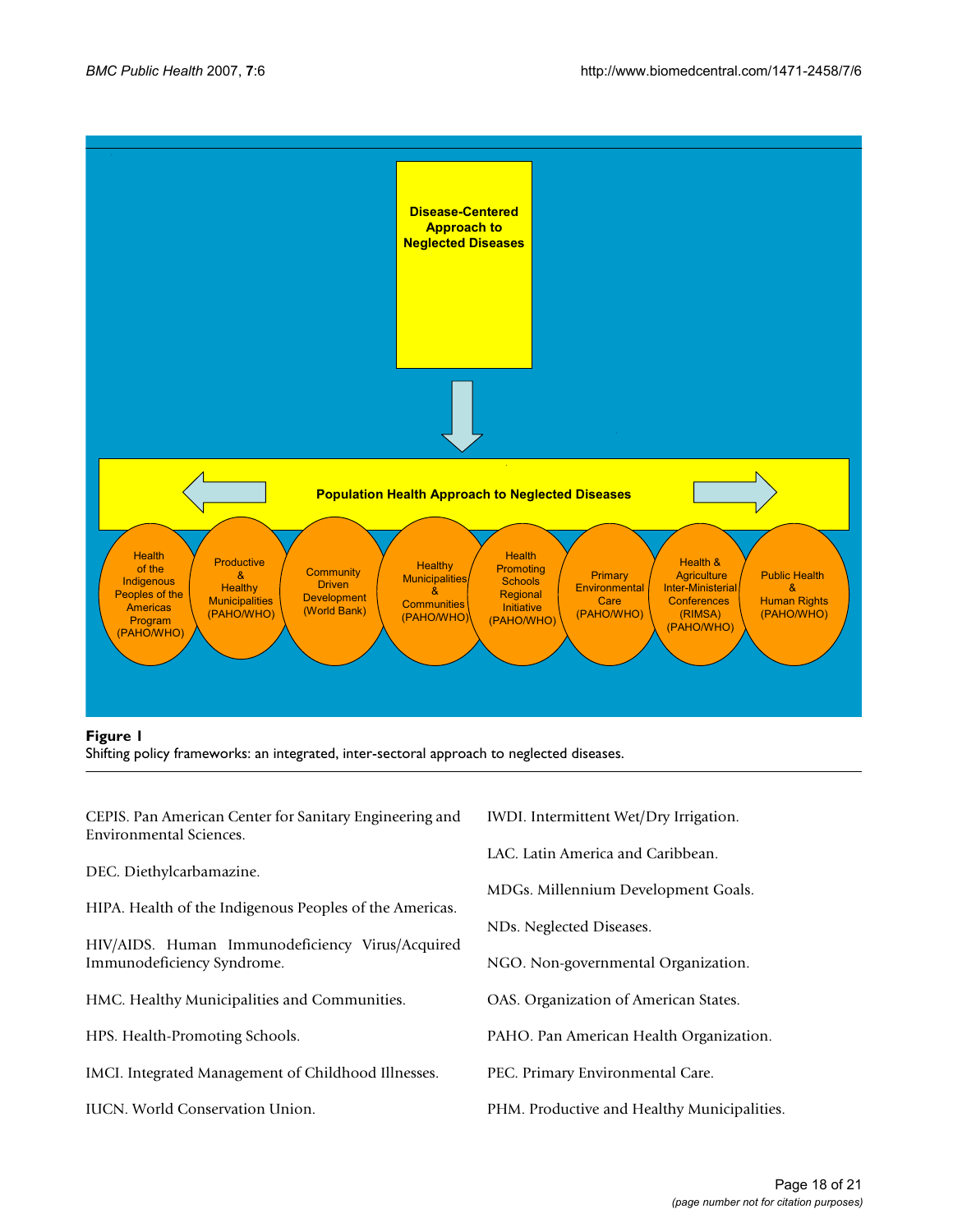**Figure 1**
Shifting policy frameworks: an integrated, inter-sectoral approach to neglected diseases.

CEPIS. Pan American Center for Sanitary Engineering and Environmental Sciences.

DEC. Diethylcarbamazine.

HIPA. Health of the Indigenous Peoples of the Americas.

HIV/AIDS. Human Immunodeficiency Virus/Acquired Immunodeficiency Syndrome.

HMC. Healthy Municipalities and Communities.

HPS. Health-Promoting Schools.

IMCI. Integrated Management of Childhood Illnesses.

IUCN. World Conservation Union.

IWDI. Intermittent Wet/Dry Irrigation.

LAC. Latin America and Caribbean.

MDGs. Millennium Development Goals.

NDs. Neglected Diseases.

NGO. Non-governmental Organization.

OAS. Organization of American States.

PAHO. Pan American Health Organization.

PEC. Primary Environmental Care.

PHM. Productive and Healthy Municipalities.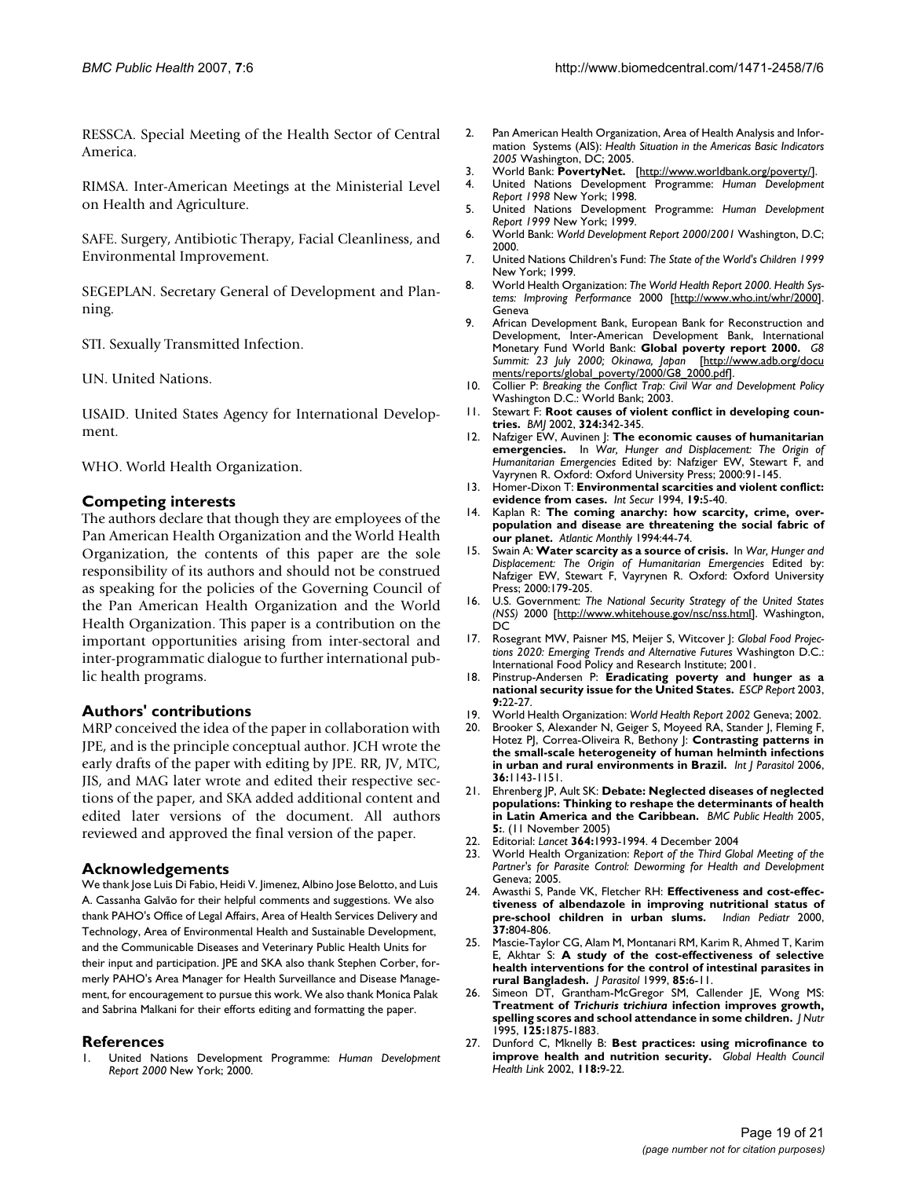RESSCA. Special Meeting of the Health Sector of Central America.

RIMSA. Inter-American Meetings at the Ministerial Level on Health and Agriculture.

SAFE. Surgery, Antibiotic Therapy, Facial Cleanliness, and Environmental Improvement.

SEGEPLAN. Secretary General of Development and Planning.

STI. Sexually Transmitted Infection.

UN. United Nations.

USAID. United States Agency for International Development.

WHO. World Health Organization.

## Competing interests

The authors declare that though they are employees of the Pan American Health Organization and the World Health Organization, the contents of this paper are the sole responsibility of its authors and should not be construed as speaking for the policies of the Governing Council of the Pan American Health Organization and the World Health Organization. This paper is a contribution on the important opportunities arising from inter-sectoral and inter-programmatic dialogue to further international public health programs.

## Authors' contributions

MRP conceived the idea of the paper in collaboration with JPE, and is the principle conceptual author. JCH wrote the early drafts of the paper with editing by JPE. RR, JV, MTC, JIS, and MAG later wrote and edited their respective sections of the paper, and SKA added additional content and edited later versions of the document. All authors reviewed and approved the final version of the paper.

## Acknowledgements

We thank Jose Luis Di Fabio, Heidi V. Jimenez, Albino Jose Belotto, and Luis A. Cassanha Galvão for their helpful comments and suggestions. We also thank PAHO's Office of Legal Affairs, Area of Health Services Delivery and Technology, Area of Environmental Health and Sustainable Development, and the Communicable Diseases and Veterinary Public Health Units for their input and participation. JPE and SKA also thank Stephen Corber, formerly PAHO's Area Manager for Health Surveillance and Disease Management, for encouragement to pursue this work. We also thank Monica Palak and Sabrina Malkani for their efforts editing and formatting the paper.

## References

1. United Nations Development Programme: *Human Development Report 2000* New York; 2000.
2. Pan American Health Organization, Area of Health Analysis and Information Systems (AIS): *Health Situation in the Americas Basic Indicators 2005* Washington, DC; 2005.
3. World Bank: **PovertyNet.** [http://www.worldbank.org/poverty/].
4. United Nations Development Programme: *Human Development Report 1998* New York; 1998.
5. United Nations Development Programme: *Human Development Report 1999* New York; 1999.
6. World Bank: *World Development Report 2000/2001* Washington, D.C; 2000.
7. United Nations Children's Fund: *The State of the World's Children 1999* New York; 1999.
8. World Health Organization: *The World Health Report 2000. Health Systems: Improving Performance* 2000 [http://www.who.int/whr/2000]. Geneva
9. African Development Bank, European Bank for Reconstruction and Development, Inter-American Development Bank, International Monetary Fund World Bank: **Global poverty report 2000.** *G8 Summit: 23 July 2000; Okinawa, Japan* [http://www.adb.org/documents/reports/global_poverty/2000/G8_2000.pdf].
10. Collier P: *Breaking the Conflict Trap: Civil War and Development Policy* Washington D.C.: World Bank; 2003.
11. Stewart F: **Root causes of violent conflict in developing countries.** *BMJ* 2002, **324:**342-345.
12. Nafziger EW, Auvinen J: **The economic causes of humanitarian emergencies.** In *War, Hunger and Displacement: The Origin of Humanitarian Emergencies* Edited by: Nafziger EW, Stewart F, and Vayrynen R. Oxford: Oxford University Press; 2000:91-145.
13. Homer-Dixon T: **Environmental scarcities and violent conflict: evidence from cases.** *Int Secur* 1994, **19:**5-40.
14. Kaplan R: **The coming anarchy: how scarcity, crime, overpopulation and disease are threatening the social fabric of our planet.** *Atlantic Monthly* 1994:44-74.
15. Swain A: **Water scarcity as a source of crisis.** In *War, Hunger and Displacement: The Origin of Humanitarian Emergencies* Edited by: Nafziger EW, Stewart F, Vayrynen R. Oxford: Oxford University Press; 2000:179-205.
16. U.S. Government: *The National Security Strategy of the United States (NSS)* 2000 [http://www.whitehouse.gov/nsc/nss.html]. Washington, DC
17. Rosegrant MW, Paisner MS, Meijer S, Witcover J: *Global Food Projections 2020: Emerging Trends and Alternative Futures* Washington D.C.: International Food Policy and Research Institute; 2001.
18. Pinstrup-Andersen P: **Eradicating poverty and hunger as a national security issue for the United States.** *ESCP Report* 2003, **9:**22-27.
19. World Health Organization: *World Health Report 2002* Geneva; 2002.
20. Brooker S, Alexander N, Geiger S, Moyeed RA, Stander J, Fleming F, Hotez PJ, Correa-Oliveira R, Bethony J: **Contrasting patterns in the small-scale heterogeneity of human helminth infections in urban and rural environments in Brazil.** *Int J Parasitol* 2006, **36:**1143-1151.
21. Ehrenberg JP, Ault SK: **Debate: Neglected diseases of neglected populations: Thinking to reshape the determinants of health in Latin America and the Caribbean.** *BMC Public Health* 2005, **5:**. (11 November 2005)
22. Editorial: *Lancet* **364:**1993-1994. 4 December 2004
23. World Health Organization: *Report of the Third Global Meeting of the Partner's for Parasite Control: Deworming for Health and Development* Geneva; 2005.
24. Awasthi S, Pande VK, Fletcher RH: **Effectiveness and cost-effectiveness of albendazole in improving nutritional status of pre-school children in urban slums.** *Indian Pediatr* 2000, **37:**804-806.
25. Mascie-Taylor CG, Alam M, Montanari RM, Karim R, Ahmed T, Karim E, Akhtar S: **A study of the cost-effectiveness of selective health interventions for the control of intestinal parasites in rural Bangladesh.** *J Parasitol* 1999, **85:**6-11.
26. Simeon DT, Grantham-McGregor SM, Callender JE, Wong MS: **Treatment of *Trichuris trichiura* infection improves growth, spelling scores and school attendance in some children.** *J Nutr* 1995, **125:**1875-1883.
27. Dunford C, Mknelly B: **Best practices: using microfinance to improve health and nutrition security.** *Global Health Council Health Link* 2002, **118:**9-22.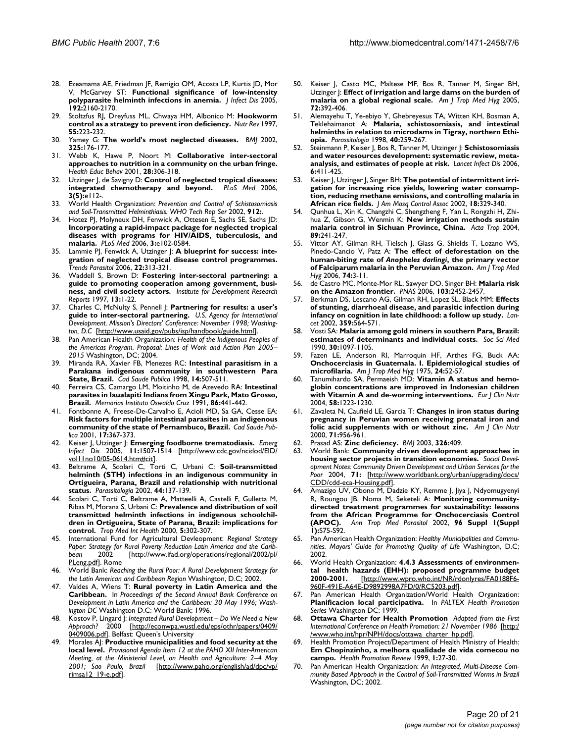28. Ezeamama AE, Friedman JF, Remigio OM, Acosta LP, Kurtis JD, Mor V, McGarvey ST: **Functional significance of low-intensity polyparasite helminth infections in anemia.** *J Infect Dis* 2005, **192:**2160-2170.
29. Stoltzfus RJ, Dreyfuss ML, Chwaya HM, Albonico M: **Hookworm control as a strategy to prevent iron deficiency.** *Nutr Rev* 1997, **55:**223-232.
30. Yamey G: **The world's most neglected diseases.** *BMJ* 2002, **325:**176-177.
31. Webb K, Hawe P, Noort M: **Collaborative inter-sectoral approaches to nutrition in a community on the urban fringe.** *Health Educ Behav* 2001, **28:**306-318.
32. Utzinger J, de Savigny D: **Control of neglected tropical diseases: integrated chemotherapy and beyond.** *PLoS Med* 2006, **3(5):**e112-.
33. World Health Organization: *Prevention and Control of Schistosomiasis and Soil-Transmitted Helminthiasis. WHO Tech Rep Ser* 2002, **912:**.
34. Hotez PJ, Molyneux DH, Fenwick A, Ottesen E, Sachs SE, Sachs JD: **Incorporating a rapid-impact package for neglected tropical diseases with programs for HIV/AIDS, tuberculosis, and malaria.** *PLoS Med* 2006, **3:**e102-0584.
35. Lammie PJ, Fenwick A, Utzinger J: **A blueprint for success: integration of neglected tropical disease control programmes.** *Trends Parasitol* 2006, **22:**313-321.
36. Waddell S, Brown D: **Fostering inter-sectoral partnering: a guide to promoting cooperation among government, business, and civil society actors.** *Institute for Development Research Reports* 1997, **13:**1-22.
37. Charles C, McNulty S, Pennell J: **Partnering for results: a user's guide to inter-sectoral partnering.** *U.S. Agency for International Development. Mission's Directors' Conference: November 1998; Washington, D.C* [http://www.usaid.gov/pubs/isp/handbook/guide.html].
38. Pan American Health Organization: *Health of the Indigenous Peoples of the Americas Program. Proposal: Lines of Work and Action Plan 2005–2015* Washington, DC; 2004.
39. Miranda RA, Xavier FB, Menezes RC: **Intestinal parasitism in a Parakana indigenous community in southwestern Para State, Brazil.** *Cad Saude Publica* 1998, **14:**507-511.
40. Ferreira CS, Camargo LM, Moitinho M, de Azevedo RA: **Intestinal parasites in Iaualapiti Indians from Xingu Park, Mato Grosso, Brazil.** *Memorias Instituto Oswaldo Cruz* 1991, **86:**441-442.
41. Fontbonne A, Freese-De-Carvalho E, Acioli MD, Sa GA, Cesse EA: **Risk factors for multiple intestinal parasites in an indigenous community of the state of Pernambuco, Brazil.** *Cad Saude Publica* 2001, **17:**367-373.
42. Keiser J, Utzinger J: **Emerging foodborne trematodiasis.** *Emerg Infect Dis* 2005, **11:**1507-1514 [http://www.cdc.gov/ncidod/EID/vol11no10/05-0614.htm#cit].
43. Beltrame A, Scolari C, Torti C, Urbani C: **Soil-transmitted helminth (STH) infections in an indigenous community in Ortigueira, Parana, Brazil and relationship with nutritional status.** *Parassitologia* 2002, **44:**137-139.
44. Scolari C, Torti C, Beltrame A, Matteelli A, Castelli F, Gulletta M, Ribas M, Morana S, Urbani C: **Prevalence and distribution of soil transmitted helminth infections in indigenous schoolchildren in Ortigueira, State of Parana, Brazil: implications for control.** *Trop Med Int Health* 2000, **5:**302-307.
45. International Fund for Agricultural Devleopment: *Regional Strategy Paper: Strategy for Rural Poverty Reduction Latin America and the Caribbean* 2002 [http://www.ifad.org/operations/regional/2002/pl/PLeng.pdf]. Rome
46. World Bank: *Reaching the Rural Poor: A Rural Development Strategy for the Latin American and Caribbean Region* Washington, D.C; 2002.
47. Valdes A, Wiens T: **Rural poverty in Latin America and the Caribbean.** In *Proceedings of the Second Annual Bank Conference on Development in Latin America and the Caribbean: 30 May 1996; Washington DC* Washington D.C: World Bank; 1996.
48. Kostov P, Lingard J: *Integrated Rural Development – Do We Need a New Approach?* 2000 [http://econwpa.wustl.edu/eps/othr/papers/0409/0409006.pdf]. Belfast: Queen's University
49. Morales AJ: **Productive municipalities and food security at the local level.** *Provisional Agenda Item 12 at the PAHO XII Inter-American Meeting, at the Ministerial Level, on Health and Agriculture: 2–4 May 2001; Sao Paulo, Brazil* [http://www.paho.org/english/ad/dpc/vp/rimsa12_19-e.pdf].
50. Keiser J, Casto MC, Maltese MF, Bos R, Tanner M, Singer BH, Utzinger J: **Effect of irrigation and large dams on the burden of malaria on a global regional scale.** *Am J Trop Med Hyg* 2005, **72:**392-406.
51. Alemayehu T, Ye-ebiyo Y, Ghebreyesus TA, Witten KH, Bosman A, Teklehaimanot A: **Malaria, schistosomiasis, and intestinal helminths in relation to microdams in Tigray, northern Ethiopia.** *Parassitologia* 1998, **40:**259-267.
52. Steinmann P, Keiser J, Bos R, Tanner M, Utzinger J: **Schistosomiasis and water resources development: systematic review, meta-analysis, and estimates of people at risk.** *Lancet Infect Dis* 2006, **6:**411-425.
53. Keiser J, Utzinger J, Singer BH: **The potential of intermittent irrigation for increasing rice yields, lowering water consumption, reducing methane emissions, and controlling malaria in African rice fields.** *J Am Mosq Control Assoc* 2002, **18:**329-340.
54. Qunhua L, Xin K, Changzhi C, Shengzheng F, Yan L, Rongzhi H, Zhihua Z, Gibson G, Wenmin K: **New irrigation methods sustain malaria control in Sichuan Province, China.** *Acta Trop* 2004, **89:**241-247.
55. Vittor AY, Gilman RH, Tielsch J, Glass G, Shields T, Lozano WS, Pinedo-Cancio V, Patz A: **The effect of deforestation on the human-biting rate of *Anopheles darlingi*, the primary vector of Falciparum malaria in the Peruvian Amazon.** *Am J Trop Med Hyg* 2006, **74:**3-11.
56. de Castro MC, Monte-Mor RL, Sawyer DO, Singer BH: **Malaria risk on the Amazon frontier.** *PNAS* 2006, **103:**2452-2457.
57. Berkman DS, Lescano AG, Gilman RH, Lopez SL, Black MM: **Effects of stunting, diarrhoeal disease, and parasitic infection during infancy on cognition in late childhood: a follow up study.** *Lancet* 2002, **359:**564-571.
58. Vosti SA: **Malaria among gold miners in southern Para, Brazil: estimates of determinants and individual costs.** *Soc Sci Med* 1990, **30:**1097-1105.
59. Fazen LE, Anderson RI, Marroquin HF, Arthes FG, Buck AA: **Onchocerciasis in Guatemala. I. Epidemiological studies of microfilaria.** *Am J Trop Med Hyg* 1975, **24:**52-57.
60. Tanumihardo SA, Permaeish MD: **Vitamin A status and hemoglobin concentrations are improved in Indonesian children with Vitamin A and de-worming interventions.** *Eur J Clin Nutr* 2004, **58:**1223-1230.
61. Zavaleta N, Caufield LE, Garcia T: **Changes in iron status during pregnancy in Peruvian women receiving prenatal iron and folic acid supplements with or without zinc.** *Am J Clin Nutr* 2000, **71:**956-961.
62. Prasad AS: **Zinc deficiency.** *BMJ* 2003, **326:**409.
63. World Bank: **Community driven development approaches in housing sector projects in transition economies.** *Social Development Notes: Community Driven Development and Urban Services for the Poor* 2004, **71:** [http://www.worldbank.org/urban/upgrading/docs/CDD/cdd-eca-Housing.pdf].
64. Amazigo UV, Obono M, Dadzie KY, Remme J, Jiya J, Ndyomugyenyi R, Roungou JB, Noma M, Seketeli A: **Monitoring community-directed treatment programmes for sustainability: lessons from the African Programme for Onchocerciasis Control (APOC).** *Ann Trop Med Parasitol* 2002, **96 Suppl 1(Suppl 1):**S75-S92.
65. Pan American Health Organization: *Healthy Municipalities and Communities. Mayors' Guide for Promoting Quality of Life* Washington, D.C; 2002.
66. World Health Organization: **4.4.3 Assessments of environmental health hazards (EHH): proposed programme budget 2000-2001.** [http://www.wpro.who.int/NR/rdonlyres/FA0188F6-960F-491E-A64E-D9892998A7FD/0/RC5203.pdf].
67. Pan American Health Organization/World Health Organization: **Planificacion local participativa.** In *PALTEX Health Promotion Series* Washington DC; 1999.
68. **Ottawa Charter for Health Promotion** *Adapted from the First International Conference on Health Promotion: 21 November 1986* [http://www.who.int/hpr/NPH/docs/ottawa_charter_hp.pdf].
69. Health Promotion Project/Department of Health Ministry of Health: **Em Chopinzinho, a melhora qualidade de vida comecou no campo.** *Health Promotion Review* 1999, **1:**27-30.
70. Pan American Health Organization: *An Integrated, Multi-Disease Community Based Approach in the Control of Soil-Transmitted Worms in Brazil* Washington, DC; 2002.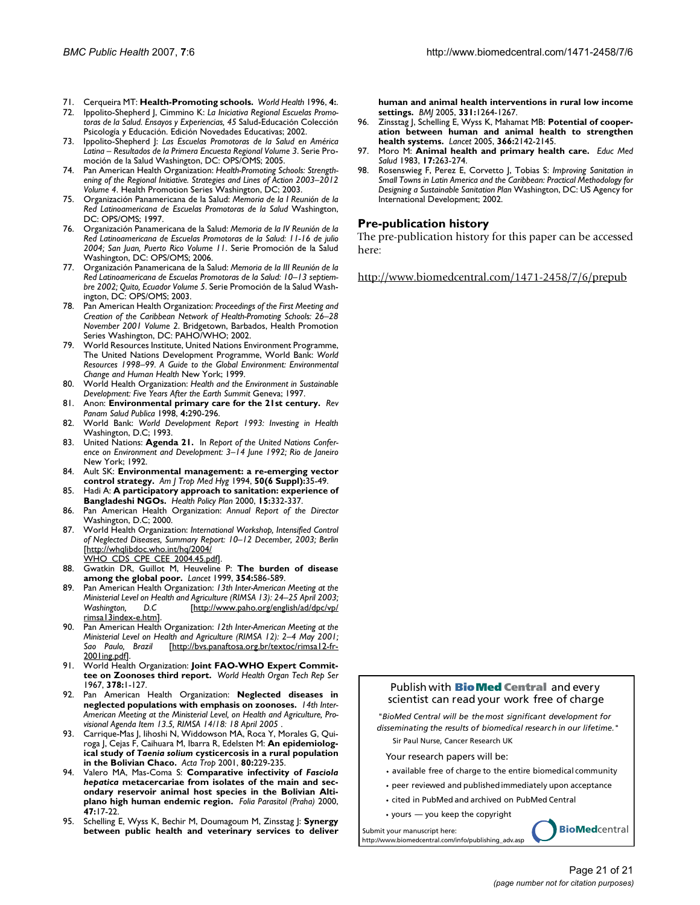71. Cerqueira MT: **Health-Promoting schools.** *World Health* 1996, **4:**.
72. Ippolito-Shepherd J, Cimmino K: *La Iniciativa Regional Escuelas Promotoras de la Salud. Ensayos y Experiencias, 45* Salud-Educación Colección Psicología y Educación. Edición Novedades Educativas; 2002.
73. Ippolito-Shepherd J: *Las Escuelas Promotoras de la Salud en América Latina – Resultados de la Primera Encuesta Regional Volume 3*. Serie Promoción de la Salud Washington, DC: OPS/OMS; 2005.
74. Pan American Health Organization: *Health-Promoting Schools: Strengthening of the Regional Initiative. Strategies and Lines of Action 2003–2012 Volume 4*. Health Promotion Series Washington, DC; 2003.
75. Organización Panamericana de la Salud: *Memoria de la I Reunión de la Red Latinoamericana de Escuelas Promotoras de la Salud* Washington, DC: OPS/OMS; 1997.
76. Organización Panamericana de la Salud: *Memoria de la IV Reunión de la Red Latinoamericana de Escuelas Promotoras de la Salud: 11-16 de julio 2004; San Juan, Puerto Rico Volume 11*. Serie Promoción de la Salud Washington, DC: OPS/OMS; 2006.
77. Organización Panamericana de la Salud: *Memoria de la III Reunión de la Red Latinoamericana de Escuelas Promotoras de la Salud: 10–13 septiembre 2002; Quito, Ecuador Volume 5*. Serie Promoción de la Salud Washington, DC: OPS/OMS; 2003.
78. Pan American Health Organization: *Proceedings of the First Meeting and Creation of the Caribbean Network of Health-Promoting Schools: 26–28 November 2001 Volume 2*. Bridgetown, Barbados, Health Promotion Series Washington, DC: PAHO/WHO; 2002.
79. World Resources Institute, United Nations Environment Programme, The United Nations Development Programme, World Bank: *World Resources 1998–99. A Guide to the Global Environment: Environmental Change and Human Health* New York; 1999.
80. World Health Organization: *Health and the Environment in Sustainable Development: Five Years After the Earth Summit* Geneva; 1997.
81. Anon: **Environmental primary care for the 21st century.** *Rev Panam Salud Publica* 1998, **4:**290-296.
82. World Bank: *World Development Report 1993: Investing in Health* Washington, D.C; 1993.
83. United Nations: **Agenda 21.** In *Report of the United Nations Conference on Environment and Development: 3–14 June 1992; Rio de Janeiro* New York; 1992.
84. Ault SK: **Environmental management: a re-emerging vector control strategy.** *Am J Trop Med Hyg* 1994, **50(6 Suppl):**35-49.
85. Hadi A: **A participatory approach to sanitation: experience of Bangladeshi NGOs.** *Health Policy Plan* 2000, **15:**332-337.
86. Pan American Health Organization: *Annual Report of the Director* Washington, D.C; 2000.
87. World Health Organization: *International Workshop, Intensified Control of Neglected Diseases, Summary Report: 10–12 December, 2003; Berlin* [http://whqlibdoc.who.int/hq/2004/WHO_CDS_CPE_CEE_2004.45.pdf].
88. Gwatkin DR, Guillot M, Heuveline P: **The burden of disease among the global poor.** *Lancet* 1999, **354:**586-589.
89. Pan American Health Organization: *13th Inter-American Meeting at the Ministerial Level on Health and Agriculture (RIMSA 13): 24–25 April 2003; Washington, D.C* [http://www.paho.org/english/ad/dpc/vp/rimsa13index-e.htm].
90. Pan American Health Organization: *12th Inter-American Meeting at the Ministerial Level on Health and Agriculture (RIMSA 12): 2–4 May 2001; Sao Paulo, Brazil* [http://bvs.panaftosa.org.br/textoc/rimsa12-fr-2001ing.pdf].
91. World Health Organization: **Joint FAO-WHO Expert Committee on Zoonoses third report.** *World Health Organ Tech Rep Ser* 1967, **378:**1-127.
92. Pan American Health Organization: **Neglected diseases in neglected populations with emphasis on zoonoses.** *14th Inter-American Meeting at the Ministerial Level, on Health and Agriculture, Provisional Agenda Item 13.5, RIMSA 14/18: 18 April 2005* .
93. Carrique-Mas J, Iihoshi N, Widdowson MA, Roca Y, Morales G, Quiroga J, Cejas F, Caihuara M, Ibarra R, Edelsten M: **An epidemiological study of *Taenia solium* cysticercosis in a rural population in the Bolivian Chaco.** *Acta Trop* 2001, **80:**229-235.
94. Valero MA, Mas-Coma S: **Comparative infectivity of *Fasciola hepatica* metacercariae from isolates of the main and secondary reservoir animal host species in the Bolivian Altiplano high human endemic region.** *Folia Parasitol (Praha)* 2000, **47:**17-22.
95. Schelling E, Wyss K, Bechir M, Doumagoum M, Zinsstag J: **Synergy between public health and veterinary services to deliver human and animal health interventions in rural low income settings.** *BMJ* 2005, **331:**1264-1267.
96. Zinsstag J, Schelling E, Wyss K, Mahamat MB: **Potential of cooperation between human and animal health to strengthen health systems.** *Lancet* 2005, **366:**2142-2145.
97. Moro M: **Animal health and primary health care.** *Educ Med Salud* 1983, **17:**263-274.
98. Rosenswieg F, Perez E, Corvetto J, Tobias S: *Improving Sanitation in Small Towns in Latin America and the Caribbean: Practical Methodology for Designing a Sustainable Sanitation Plan* Washington, DC: US Agency for International Development; 2002.

## Pre-publication history

The pre-publication history for this paper can be accessed here:

http://www.biomedcentral.com/1471-2458/7/6/prepub

Publish with **BioMed Central** and every scientist can read your work free of charge

*"BioMed Central will be the most significant development for disseminating the results of biomedical research in our lifetime."*

Sir Paul Nurse, Cancer Research UK

Your research papers will be:

- available free of charge to the entire biomedical community
- peer reviewed and published immediately upon acceptance
- cited in PubMed and archived on PubMed Central
- yours — you keep the copyright

Submit your manuscript here:
http://www.biomedcentral.com/info/publishing_adv.asp

BioMedcentral